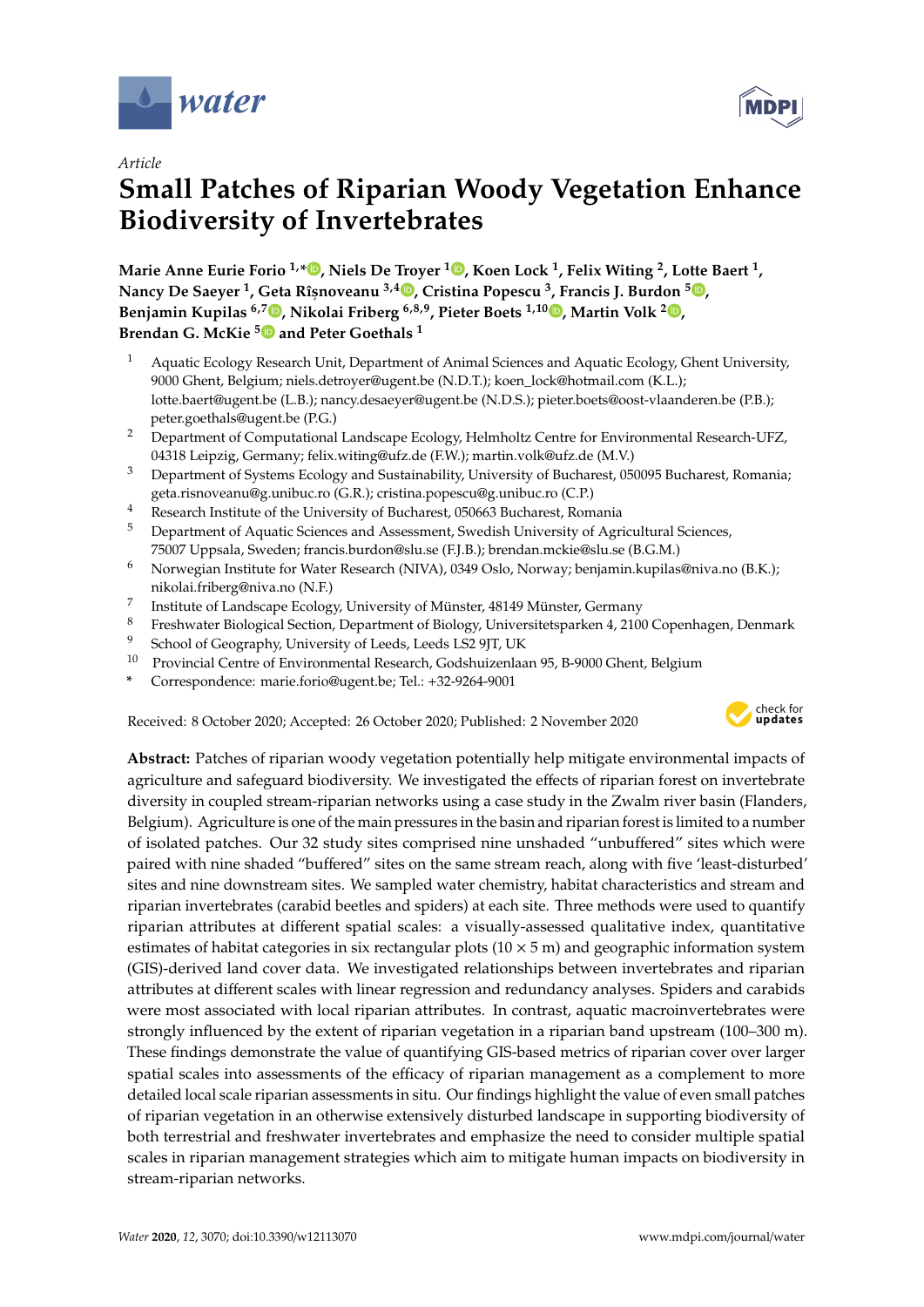*Article*

# Small Patches of Riparian Woody Vegetation Enhance Biodiversity of Invertebrates

**Marie Anne Eurie Forio [1,*], Niels De Troyer [1], Koen Lock [1], Felix Witing [2], Lotte Baert [1], Nancy De Saeyer [1], Geta Rîșnoveanu [3,4], Cristina Popescu [3], Francis J. Burdon [5], Benjamin Kupilas [6,7], Nikolai Friberg [6,8,9], Pieter Boets [1,10], Martin Volk [2], Brendan G. McKie [5] and Peter Goethals [1]**

1. Aquatic Ecology Research Unit, Department of Animal Sciences and Aquatic Ecology, Ghent University, 9000 Ghent, Belgium; niels.detroyer@ugent.be (N.D.T.); koen_lock@hotmail.com (K.L.); lotte.baert@ugent.be (L.B.); nancy.desaeyer@ugent.be (N.D.S.); pieter.boets@oost-vlaanderen.be (P.B.); peter.goethals@ugent.be (P.G.)
2. Department of Computational Landscape Ecology, Helmholtz Centre for Environmental Research-UFZ, 04318 Leipzig, Germany; felix.witing@ufz.de (F.W.); martin.volk@ufz.de (M.V.)
3. Department of Systems Ecology and Sustainability, University of Bucharest, 050095 Bucharest, Romania; geta.risnoveanu@g.unibuc.ro (G.R.); cristina.popescu@g.unibuc.ro (C.P.)
4. Research Institute of the University of Bucharest, 050663 Bucharest, Romania
5. Department of Aquatic Sciences and Assessment, Swedish University of Agricultural Sciences, 75007 Uppsala, Sweden; francis.burdon@slu.se (F.J.B.); brendan.mckie@slu.se (B.G.M.)
6. Norwegian Institute for Water Research (NIVA), 0349 Oslo, Norway; benjamin.kupilas@niva.no (B.K.); nikolai.friberg@niva.no (N.F.)
7. Institute of Landscape Ecology, University of Münster, 48149 Münster, Germany
8. Freshwater Biological Section, Department of Biology, Universitetsparken 4, 2100 Copenhagen, Denmark
9. School of Geography, University of Leeds, Leeds LS2 9JT, UK
10. Provincial Centre of Environmental Research, Godshuizenlaan 95, B-9000 Ghent, Belgium

\* Correspondence: marie.forio@ugent.be; Tel.: +32-9264-9001

Received: 8 October 2020; Accepted: 26 October 2020; Published: 2 November 2020

**Abstract:** Patches of riparian woody vegetation potentially help mitigate environmental impacts of agriculture and safeguard biodiversity. We investigated the effects of riparian forest on invertebrate diversity in coupled stream-riparian networks using a case study in the Zwalm river basin (Flanders, Belgium). Agriculture is one of the main pressures in the basin and riparian forest is limited to a number of isolated patches. Our 32 study sites comprised nine unshaded "unbuffered" sites which were paired with nine shaded "buffered" sites on the same stream reach, along with five 'least-disturbed' sites and nine downstream sites. We sampled water chemistry, habitat characteristics and stream and riparian invertebrates (carabid beetles and spiders) at each site. Three methods were used to quantify riparian attributes at different spatial scales: a visually-assessed qualitative index, quantitative estimates of habitat categories in six rectangular plots (10 × 5 m) and geographic information system (GIS)-derived land cover data. We investigated relationships between invertebrates and riparian attributes at different scales with linear regression and redundancy analyses. Spiders and carabids were most associated with local riparian attributes. In contrast, aquatic macroinvertebrates were strongly influenced by the extent of riparian vegetation in a riparian band upstream (100–300 m). These findings demonstrate the value of quantifying GIS-based metrics of riparian cover over larger spatial scales into assessments of the efficacy of riparian management as a complement to more detailed local scale riparian assessments in situ. Our findings highlight the value of even small patches of riparian vegetation in an otherwise extensively disturbed landscape in supporting biodiversity of both terrestrial and freshwater invertebrates and emphasize the need to consider multiple spatial scales in riparian management strategies which aim to mitigate human impacts on biodiversity in stream-riparian networks.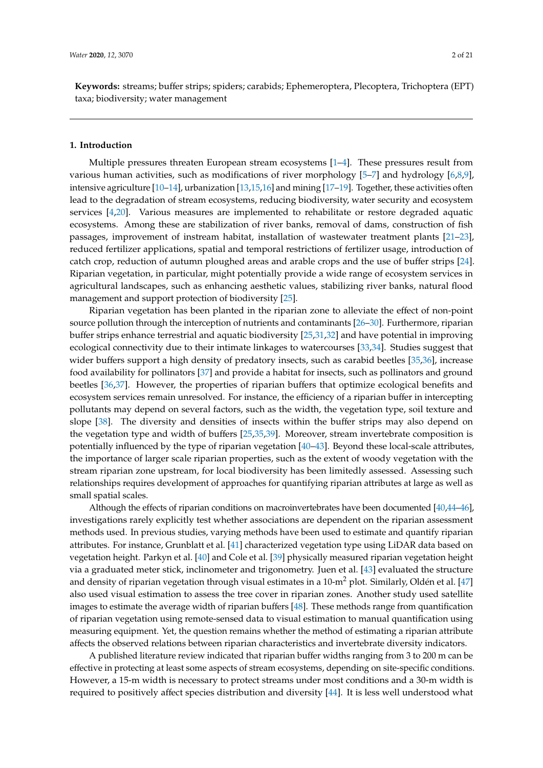**Keywords:** streams; buffer strips; spiders; carabids; Ephemeroptera, Plecoptera, Trichoptera (EPT) taxa; biodiversity; water management

## 1. Introduction

Multiple pressures threaten European stream ecosystems [1–4]. These pressures result from various human activities, such as modifications of river morphology [5–7] and hydrology [6,8,9], intensive agriculture [10–14], urbanization [13,15,16] and mining [17–19]. Together, these activities often lead to the degradation of stream ecosystems, reducing biodiversity, water security and ecosystem services [4,20]. Various measures are implemented to rehabilitate or restore degraded aquatic ecosystems. Among these are stabilization of river banks, removal of dams, construction of fish passages, improvement of instream habitat, installation of wastewater treatment plants [21–23], reduced fertilizer applications, spatial and temporal restrictions of fertilizer usage, introduction of catch crop, reduction of autumn ploughed areas and arable crops and the use of buffer strips [24]. Riparian vegetation, in particular, might potentially provide a wide range of ecosystem services in agricultural landscapes, such as enhancing aesthetic values, stabilizing river banks, natural flood management and support protection of biodiversity [25].

Riparian vegetation has been planted in the riparian zone to alleviate the effect of non-point source pollution through the interception of nutrients and contaminants [26–30]. Furthermore, riparian buffer strips enhance terrestrial and aquatic biodiversity [25,31,32] and have potential in improving ecological connectivity due to their intimate linkages to watercourses [33,34]. Studies suggest that wider buffers support a high density of predatory insects, such as carabid beetles [35,36], increase food availability for pollinators [37] and provide a habitat for insects, such as pollinators and ground beetles [36,37]. However, the properties of riparian buffers that optimize ecological benefits and ecosystem services remain unresolved. For instance, the efficiency of a riparian buffer in intercepting pollutants may depend on several factors, such as the width, the vegetation type, soil texture and slope [38]. The diversity and densities of insects within the buffer strips may also depend on the vegetation type and width of buffers [25,35,39]. Moreover, stream invertebrate composition is potentially influenced by the type of riparian vegetation [40–43]. Beyond these local-scale attributes, the importance of larger scale riparian properties, such as the extent of woody vegetation with the stream riparian zone upstream, for local biodiversity has been limitedly assessed. Assessing such relationships requires development of approaches for quantifying riparian attributes at large as well as small spatial scales.

Although the effects of riparian conditions on macroinvertebrates have been documented [40,44–46], investigations rarely explicitly test whether associations are dependent on the riparian assessment methods used. In previous studies, varying methods have been used to estimate and quantify riparian attributes. For instance, Grunblatt et al. [41] characterized vegetation type using LiDAR data based on vegetation height. Parkyn et al. [40] and Cole et al. [39] physically measured riparian vegetation height via a graduated meter stick, inclinometer and trigonometry. Juen et al. [43] evaluated the structure and density of riparian vegetation through visual estimates in a 10-$m^2$ plot. Similarly, Oldén et al. [47] also used visual estimation to assess the tree cover in riparian zones. Another study used satellite images to estimate the average width of riparian buffers [48]. These methods range from quantification of riparian vegetation using remote-sensed data to visual estimation to manual quantification using measuring equipment. Yet, the question remains whether the method of estimating a riparian attribute affects the observed relations between riparian characteristics and invertebrate diversity indicators.

A published literature review indicated that riparian buffer widths ranging from 3 to 200 m can be effective in protecting at least some aspects of stream ecosystems, depending on site-specific conditions. However, a 15-m width is necessary to protect streams under most conditions and a 30-m width is required to positively affect species distribution and diversity [44]. It is less well understood what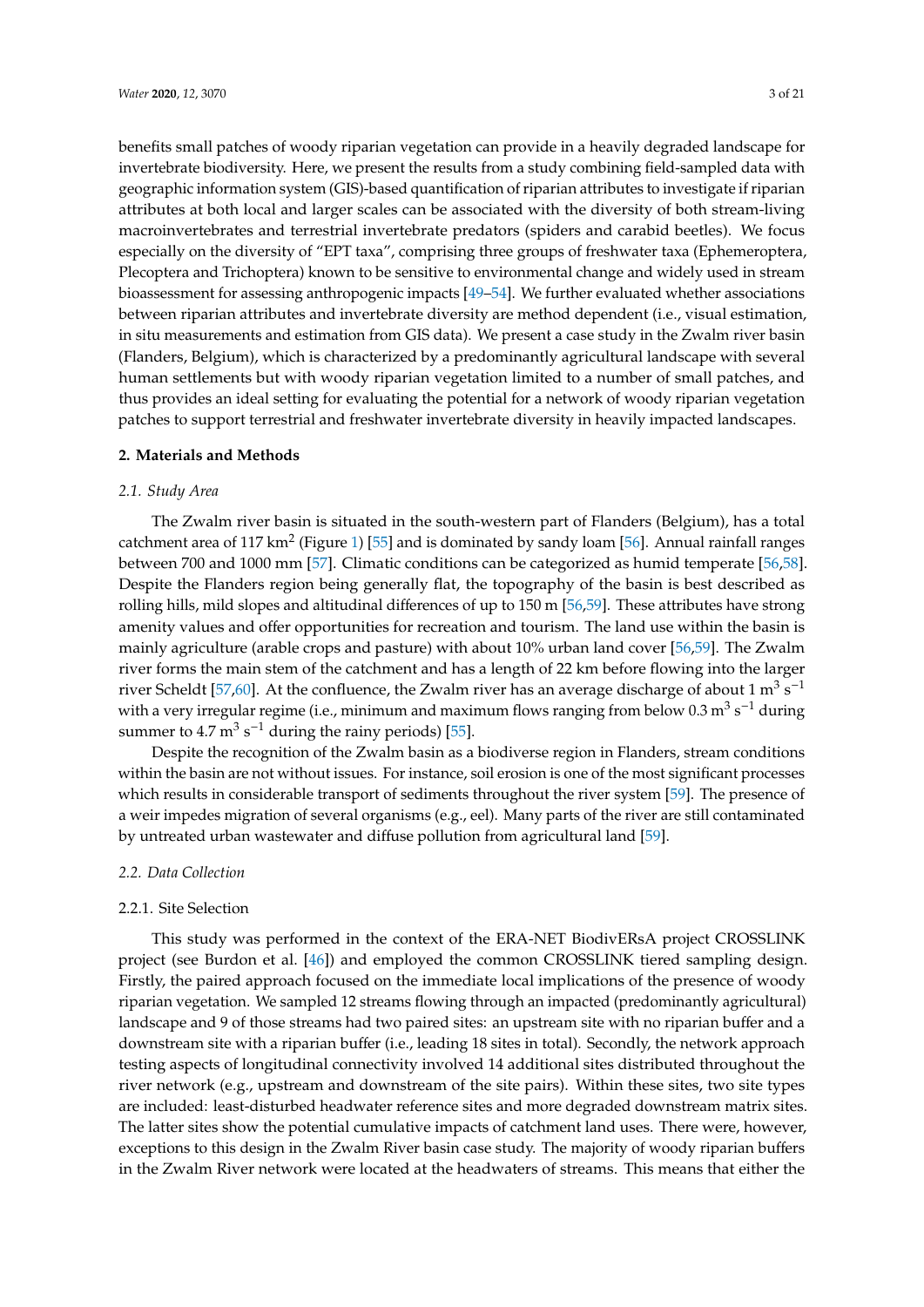benefits small patches of woody riparian vegetation can provide in a heavily degraded landscape for invertebrate biodiversity. Here, we present the results from a study combining field-sampled data with geographic information system (GIS)-based quantification of riparian attributes to investigate if riparian attributes at both local and larger scales can be associated with the diversity of both stream-living macroinvertebrates and terrestrial invertebrate predators (spiders and carabid beetles). We focus especially on the diversity of "EPT taxa", comprising three groups of freshwater taxa (Ephemeroptera, Plecoptera and Trichoptera) known to be sensitive to environmental change and widely used in stream bioassessment for assessing anthropogenic impacts [49–54]. We further evaluated whether associations between riparian attributes and invertebrate diversity are method dependent (i.e., visual estimation, in situ measurements and estimation from GIS data). We present a case study in the Zwalm river basin (Flanders, Belgium), which is characterized by a predominantly agricultural landscape with several human settlements but with woody riparian vegetation limited to a number of small patches, and thus provides an ideal setting for evaluating the potential for a network of woody riparian vegetation patches to support terrestrial and freshwater invertebrate diversity in heavily impacted landscapes.

## 2. Materials and Methods

### 2.1. Study Area

The Zwalm river basin is situated in the south-western part of Flanders (Belgium), has a total catchment area of 117 km$^2$ (Figure 1) [55] and is dominated by sandy loam [56]. Annual rainfall ranges between 700 and 1000 mm [57]. Climatic conditions can be categorized as humid temperate [56,58]. Despite the Flanders region being generally flat, the topography of the basin is best described as rolling hills, mild slopes and altitudinal differences of up to 150 m [56,59]. These attributes have strong amenity values and offer opportunities for recreation and tourism. The land use within the basin is mainly agriculture (arable crops and pasture) with about 10% urban land cover [56,59]. The Zwalm river forms the main stem of the catchment and has a length of 22 km before flowing into the larger river Scheldt [57,60]. At the confluence, the Zwalm river has an average discharge of about 1 m$^3$ s$^{-1}$ with a very irregular regime (i.e., minimum and maximum flows ranging from below 0.3 m$^3$ s$^{-1}$ during summer to 4.7 m$^3$ s$^{-1}$ during the rainy periods) [55].

Despite the recognition of the Zwalm basin as a biodiverse region in Flanders, stream conditions within the basin are not without issues. For instance, soil erosion is one of the most significant processes which results in considerable transport of sediments throughout the river system [59]. The presence of a weir impedes migration of several organisms (e.g., eel). Many parts of the river are still contaminated by untreated urban wastewater and diffuse pollution from agricultural land [59].

### 2.2. Data Collection

#### 2.2.1. Site Selection

This study was performed in the context of the ERA-NET BiodivERsA project CROSSLINK project (see Burdon et al. [46]) and employed the common CROSSLINK tiered sampling design. Firstly, the paired approach focused on the immediate local implications of the presence of woody riparian vegetation. We sampled 12 streams flowing through an impacted (predominantly agricultural) landscape and 9 of those streams had two paired sites: an upstream site with no riparian buffer and a downstream site with a riparian buffer (i.e., leading 18 sites in total). Secondly, the network approach testing aspects of longitudinal connectivity involved 14 additional sites distributed throughout the river network (e.g., upstream and downstream of the site pairs). Within these sites, two site types are included: least-disturbed headwater reference sites and more degraded downstream matrix sites. The latter sites show the potential cumulative impacts of catchment land uses. There were, however, exceptions to this design in the Zwalm River basin case study. The majority of woody riparian buffers in the Zwalm River network were located at the headwaters of streams. This means that either the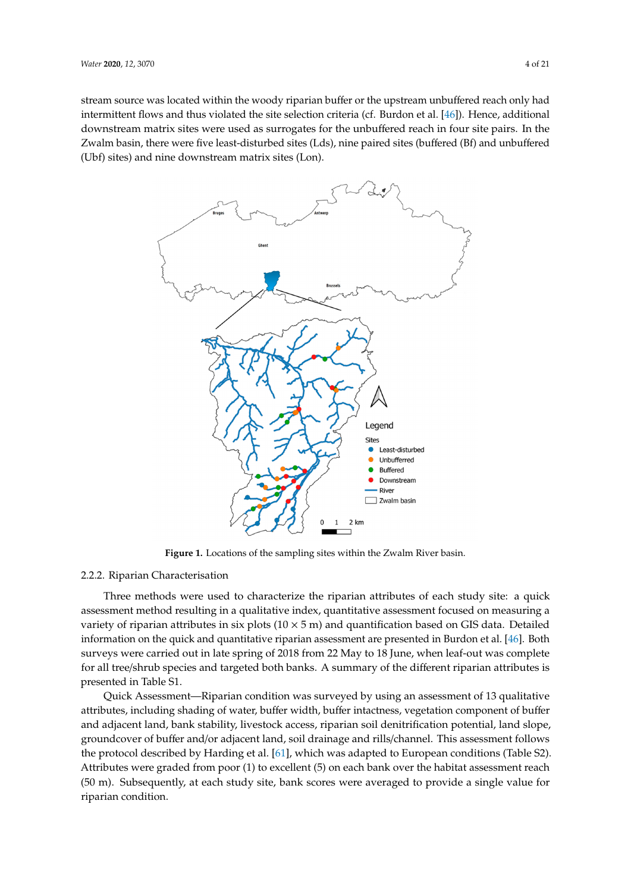stream source was located within the woody riparian buffer or the upstream unbuffered reach only had intermittent flows and thus violated the site selection criteria (cf. Burdon et al. [46]). Hence, additional downstream matrix sites were used as surrogates for the unbuffered reach in four site pairs. In the Zwalm basin, there were five least-disturbed sites (Lds), nine paired sites (buffered (Bf) and unbuffered (Ubf) sites) and nine downstream matrix sites (Lon).

**Figure 1.** Locations of the sampling sites within the Zwalm River basin.

#### 2.2.2. Riparian Characterisation

Three methods were used to characterize the riparian attributes of each study site: a quick assessment method resulting in a qualitative index, quantitative assessment focused on measuring a variety of riparian attributes in six plots (10 × 5 m) and quantification based on GIS data. Detailed information on the quick and quantitative riparian assessment are presented in Burdon et al. [46]. Both surveys were carried out in late spring of 2018 from 22 May to 18 June, when leaf-out was complete for all tree/shrub species and targeted both banks. A summary of the different riparian attributes is presented in Table S1.

Quick Assessment—Riparian condition was surveyed by using an assessment of 13 qualitative attributes, including shading of water, buffer width, buffer intactness, vegetation component of buffer and adjacent land, bank stability, livestock access, riparian soil denitrification potential, land slope, groundcover of buffer and/or adjacent land, soil drainage and rills/channel. This assessment follows the protocol described by Harding et al. [61], which was adapted to European conditions (Table S2). Attributes were graded from poor (1) to excellent (5) on each bank over the habitat assessment reach (50 m). Subsequently, at each study site, bank scores were averaged to provide a single value for riparian condition.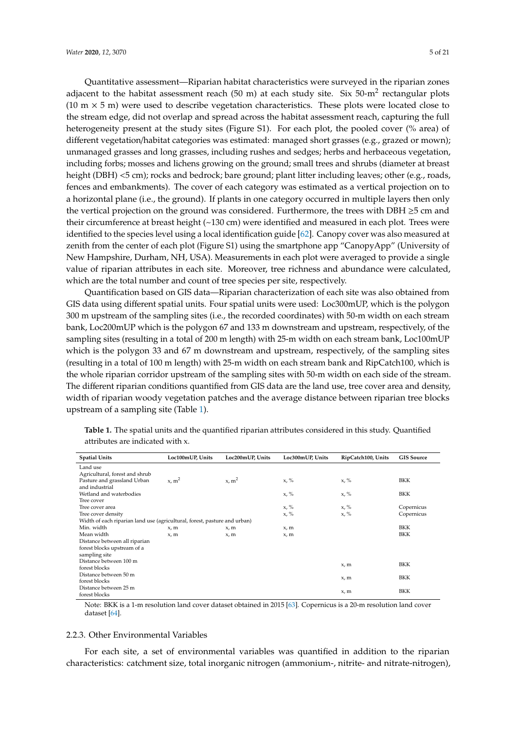Quantitative assessment—Riparian habitat characteristics were surveyed in the riparian zones adjacent to the habitat assessment reach (50 m) at each study site. Six 50-$m^2$ rectangular plots (10 m × 5 m) were used to describe vegetation characteristics. These plots were located close to the stream edge, did not overlap and spread across the habitat assessment reach, capturing the full heterogeneity present at the study sites (Figure S1). For each plot, the pooled cover (% area) of different vegetation/habitat categories was estimated: managed short grasses (e.g., grazed or mown); unmanaged grasses and long grasses, including rushes and sedges; herbs and herbaceous vegetation, including forbs; mosses and lichens growing on the ground; small trees and shrubs (diameter at breast height (DBH) <5 cm); rocks and bedrock; bare ground; plant litter including leaves; other (e.g., roads, fences and embankments). The cover of each category was estimated as a vertical projection on to a horizontal plane (i.e., the ground). If plants in one category occurred in multiple layers then only the vertical projection on the ground was considered. Furthermore, the trees with DBH ≥5 cm and their circumference at breast height (~130 cm) were identified and measured in each plot. Trees were identified to the species level using a local identification guide [62]. Canopy cover was also measured at zenith from the center of each plot (Figure S1) using the smartphone app "CanopyApp" (University of New Hampshire, Durham, NH, USA). Measurements in each plot were averaged to provide a single value of riparian attributes in each site. Moreover, tree richness and abundance were calculated, which are the total number and count of tree species per site, respectively.

Quantification based on GIS data—Riparian characterization of each site was also obtained from GIS data using different spatial units. Four spatial units were used: Loc300mUP, which is the polygon 300 m upstream of the sampling sites (i.e., the recorded coordinates) with 50-m width on each stream bank, Loc200mUP which is the polygon 67 and 133 m downstream and upstream, respectively, of the sampling sites (resulting in a total of 200 m length) with 25-m width on each stream bank, Loc100mUP which is the polygon 33 and 67 m downstream and upstream, respectively, of the sampling sites (resulting in a total of 100 m length) with 25-m width on each stream bank and RipCatch100, which is the whole riparian corridor upstream of the sampling sites with 50-m width on each side of the stream. The different riparian conditions quantified from GIS data are the land use, tree cover area and density, width of riparian woody vegetation patches and the average distance between riparian tree blocks upstream of a sampling site (Table 1).

**Table 1.** The spatial units and the quantified riparian attributes considered in this study. Quantified attributes are indicated with x.

| Spatial Units | Loc100mUP, Units | Loc200mUP, Units | Loc300mUP, Units | RipCatch100, Units | GIS Source |
|---|---|---|---|---|---|
| Land use | | | | | |
| Agricultural, forest and shrub Pasture and grassland Urban and industrial | x, $m^2$ | x, $m^2$ | x, % | x, % | BKK |
| Wetland and waterbodies | | | x, % | x, % | BKK |
| Tree cover | | | | | |
| Tree cover area | | | x, % | x, % | Copernicus |
| Tree cover density | | | x, % | x, % | Copernicus |
| Width of each riparian land use (agricultural, forest, pasture and urban) | | | | | |
| Min. width | x, m | x, m | x, m | | BKK |
| Mean width | x, m | x, m | x, m | | BKK |
| Distance between all riparian forest blocks upstream of a sampling site | | | | | |
| Distance between 100 m forest blocks | | | | x, m | BKK |
| Distance between 50 m forest blocks | | | | x, m | BKK |
| Distance between 25 m forest blocks | | | | x, m | BKK |

Note: BKK is a 1-m resolution land cover dataset obtained in 2015 [63]. Copernicus is a 20-m resolution land cover dataset [64].

### 2.2.3. Other Environmental Variables

For each site, a set of environmental variables was quantified in addition to the riparian characteristics: catchment size, total inorganic nitrogen (ammonium-, nitrite- and nitrate-nitrogen),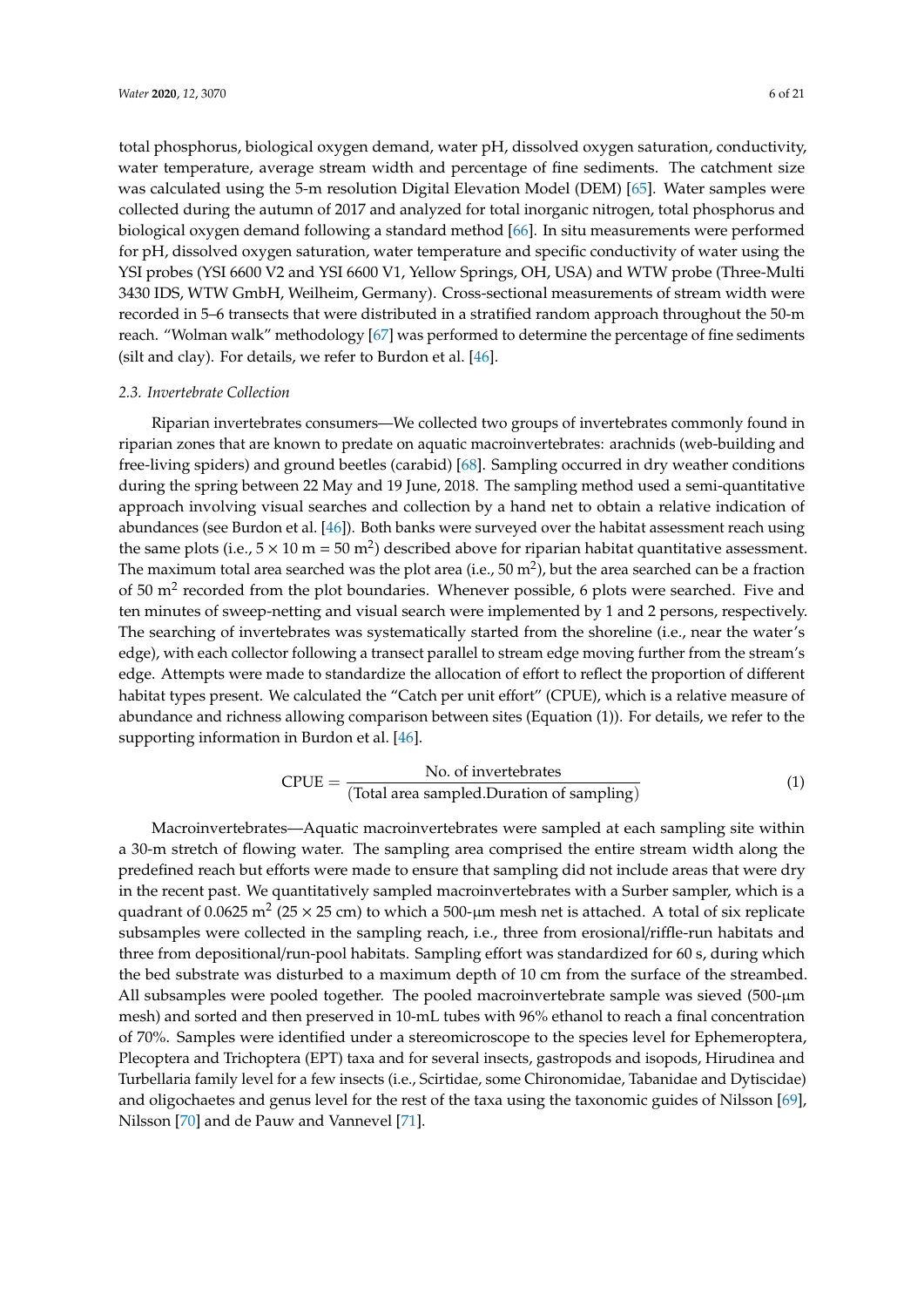total phosphorus, biological oxygen demand, water pH, dissolved oxygen saturation, conductivity, water temperature, average stream width and percentage of fine sediments. The catchment size was calculated using the 5-m resolution Digital Elevation Model (DEM) [65]. Water samples were collected during the autumn of 2017 and analyzed for total inorganic nitrogen, total phosphorus and biological oxygen demand following a standard method [66]. In situ measurements were performed for pH, dissolved oxygen saturation, water temperature and specific conductivity of water using the YSI probes (YSI 6600 V2 and YSI 6600 V1, Yellow Springs, OH, USA) and WTW probe (Three-Multi 3430 IDS, WTW GmbH, Weilheim, Germany). Cross-sectional measurements of stream width were recorded in 5–6 transects that were distributed in a stratified random approach throughout the 50-m reach. "Wolman walk" methodology [67] was performed to determine the percentage of fine sediments (silt and clay). For details, we refer to Burdon et al. [46].

### 2.3. Invertebrate Collection

Riparian invertebrates consumers—We collected two groups of invertebrates commonly found in riparian zones that are known to predate on aquatic macroinvertebrates: arachnids (web-building and free-living spiders) and ground beetles (carabid) [68]. Sampling occurred in dry weather conditions during the spring between 22 May and 19 June, 2018. The sampling method used a semi-quantitative approach involving visual searches and collection by a hand net to obtain a relative indication of abundances (see Burdon et al. [46]). Both banks were surveyed over the habitat assessment reach using the same plots (i.e., $5 \times 10$ m = 50 m$^2$) described above for riparian habitat quantitative assessment. The maximum total area searched was the plot area (i.e., 50 m$^2$), but the area searched can be a fraction of 50 m$^2$ recorded from the plot boundaries. Whenever possible, 6 plots were searched. Five and ten minutes of sweep-netting and visual search were implemented by 1 and 2 persons, respectively. The searching of invertebrates was systematically started from the shoreline (i.e., near the water's edge), with each collector following a transect parallel to stream edge moving further from the stream's edge. Attempts were made to standardize the allocation of effort to reflect the proportion of different habitat types present. We calculated the "Catch per unit effort" (CPUE), which is a relative measure of abundance and richness allowing comparison between sites (Equation (1)). For details, we refer to the supporting information in Burdon et al. [46].

$$\text{CPUE} = \frac{\text{No. of invertebrates}}{(\text{Total area sampled.Duration of sampling})} \tag{1}$$

Macroinvertebrates—Aquatic macroinvertebrates were sampled at each sampling site within a 30-m stretch of flowing water. The sampling area comprised the entire stream width along the predefined reach but efforts were made to ensure that sampling did not include areas that were dry in the recent past. We quantitatively sampled macroinvertebrates with a Surber sampler, which is a quadrant of 0.0625 m$^2$ ($25 \times 25$ cm) to which a 500-µm mesh net is attached. A total of six replicate subsamples were collected in the sampling reach, i.e., three from erosional/riffle-run habitats and three from depositional/run-pool habitats. Sampling effort was standardized for 60 s, during which the bed substrate was disturbed to a maximum depth of 10 cm from the surface of the streambed. All subsamples were pooled together. The pooled macroinvertebrate sample was sieved (500-µm mesh) and sorted and then preserved in 10-mL tubes with 96% ethanol to reach a final concentration of 70%. Samples were identified under a stereomicroscope to the species level for Ephemeroptera, Plecoptera and Trichoptera (EPT) taxa and for several insects, gastropods and isopods, Hirudinea and Turbellaria family level for a few insects (i.e., Scirtidae, some Chironomidae, Tabanidae and Dytiscidae) and oligochaetes and genus level for the rest of the taxa using the taxonomic guides of Nilsson [69], Nilsson [70] and de Pauw and Vannevel [71].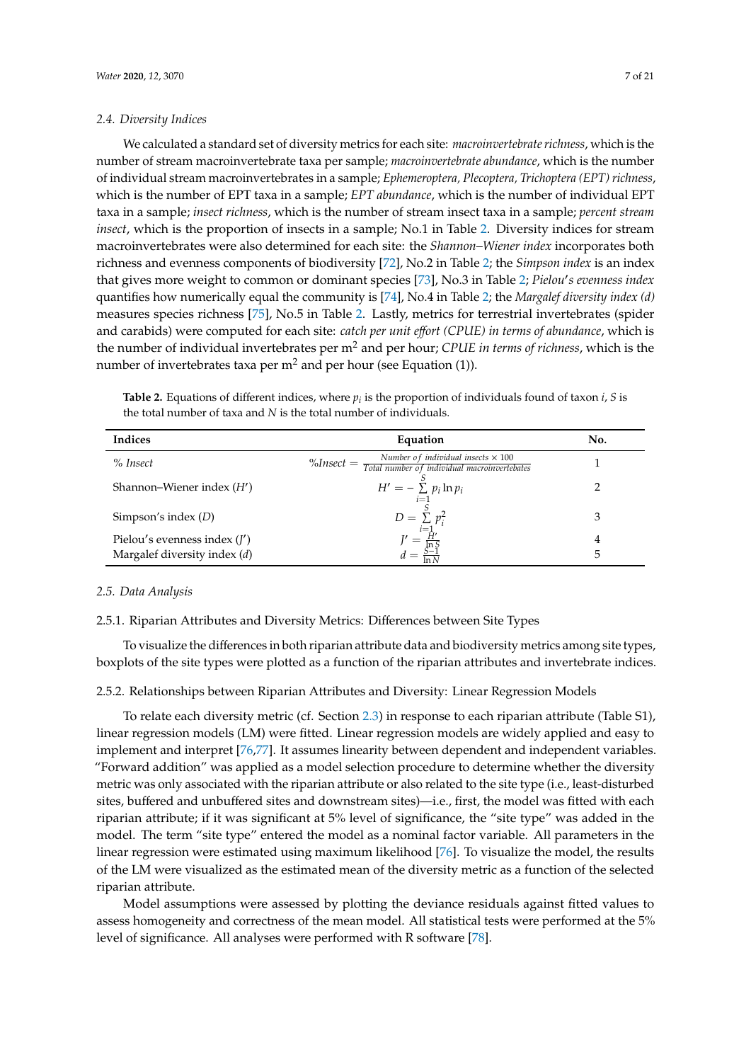### 2.4. Diversity Indices

We calculated a standard set of diversity metrics for each site: *macroinvertebrate richness*, which is the number of stream macroinvertebrate taxa per sample; *macroinvertebrate abundance*, which is the number of individual stream macroinvertebrates in a sample; *Ephemeroptera, Plecoptera, Trichoptera (EPT) richness*, which is the number of EPT taxa in a sample; *EPT abundance*, which is the number of individual EPT taxa in a sample; *insect richness*, which is the number of stream insect taxa in a sample; *percent stream insect*, which is the proportion of insects in a sample; No.1 in Table 2. Diversity indices for stream macroinvertebrates were also determined for each site: the *Shannon–Wiener index* incorporates both richness and evenness components of biodiversity [72], No.2 in Table 2; the *Simpson index* is an index that gives more weight to common or dominant species [73], No.3 in Table 2; *Pielou's evenness index* quantifies how numerically equal the community is [74], No.4 in Table 2; the *Margalef diversity index (d)* measures species richness [75], No.5 in Table 2. Lastly, metrics for terrestrial invertebrates (spider and carabids) were computed for each site: *catch per unit effort (CPUE) in terms of abundance*, which is the number of individual invertebrates per m$^2$ and per hour; *CPUE in terms of richness*, which is the number of invertebrates taxa per m$^2$ and per hour (see Equation (1)).

**Table 2.** Equations of different indices, where $p_i$ is the proportion of individuals found of taxon $i$, $S$ is the total number of taxa and $N$ is the total number of individuals.

| Indices | Equation | No. |
|---|---|---|
| *% Insect* | $\%Insect = \frac{Number\ of\ individual\ insects \times 100}{Total\ number\ of\ individual\ macroinvertebrates}$ | 1 |
| Shannon–Wiener index ($H'$) | $H' = -\sum_{i=1}^{S} p_i \ln p_i$ | 2 |
| Simpson's index ($D$) | $D = \sum_{i=1}^{S} p_i^2$ | 3 |
| Pielou's evenness index ($J'$) | $J' = \frac{H'}{\ln S}$ | 4 |
| Margalef diversity index ($d$) | $d = \frac{S-1}{\ln N}$ | 5 |

### 2.5. Data Analysis

#### 2.5.1. Riparian Attributes and Diversity Metrics: Differences between Site Types

To visualize the differences in both riparian attribute data and biodiversity metrics among site types, boxplots of the site types were plotted as a function of the riparian attributes and invertebrate indices.

#### 2.5.2. Relationships between Riparian Attributes and Diversity: Linear Regression Models

To relate each diversity metric (cf. Section 2.3) in response to each riparian attribute (Table S1), linear regression models (LM) were fitted. Linear regression models are widely applied and easy to implement and interpret [76,77]. It assumes linearity between dependent and independent variables. "Forward addition" was applied as a model selection procedure to determine whether the diversity metric was only associated with the riparian attribute or also related to the site type (i.e., least-disturbed sites, buffered and unbuffered sites and downstream sites)—i.e., first, the model was fitted with each riparian attribute; if it was significant at 5% level of significance, the "site type" was added in the model. The term "site type" entered the model as a nominal factor variable. All parameters in the linear regression were estimated using maximum likelihood [76]. To visualize the model, the results of the LM were visualized as the estimated mean of the diversity metric as a function of the selected riparian attribute.

Model assumptions were assessed by plotting the deviance residuals against fitted values to assess homogeneity and correctness of the mean model. All statistical tests were performed at the 5% level of significance. All analyses were performed with R software [78].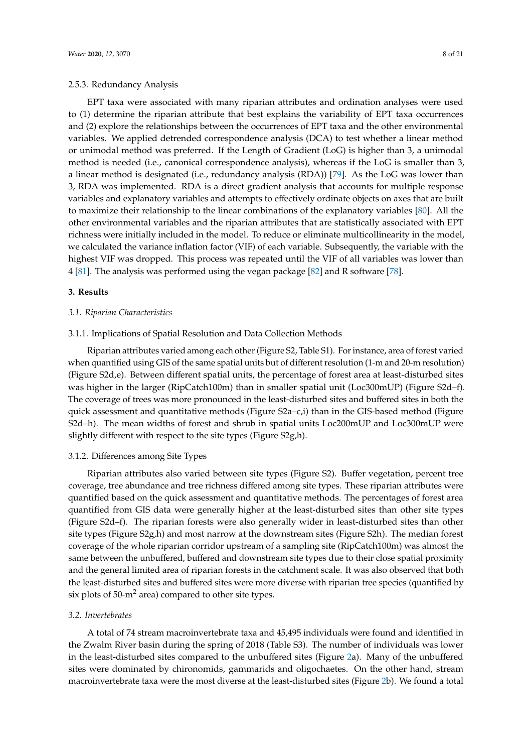#### 2.5.3. Redundancy Analysis

EPT taxa were associated with many riparian attributes and ordination analyses were used to (1) determine the riparian attribute that best explains the variability of EPT taxa occurrences and (2) explore the relationships between the occurrences of EPT taxa and the other environmental variables. We applied detrended correspondence analysis (DCA) to test whether a linear method or unimodal method was preferred. If the Length of Gradient (LoG) is higher than 3, a unimodal method is needed (i.e., canonical correspondence analysis), whereas if the LoG is smaller than 3, a linear method is designated (i.e., redundancy analysis (RDA)) [79]. As the LoG was lower than 3, RDA was implemented. RDA is a direct gradient analysis that accounts for multiple response variables and explanatory variables and attempts to effectively ordinate objects on axes that are built to maximize their relationship to the linear combinations of the explanatory variables [80]. All the other environmental variables and the riparian attributes that are statistically associated with EPT richness were initially included in the model. To reduce or eliminate multicollinearity in the model, we calculated the variance inflation factor (VIF) of each variable. Subsequently, the variable with the highest VIF was dropped. This process was repeated until the VIF of all variables was lower than 4 [81]. The analysis was performed using the vegan package [82] and R software [78].

## 3. Results

### 3.1. Riparian Characteristics

#### 3.1.1. Implications of Spatial Resolution and Data Collection Methods

Riparian attributes varied among each other (Figure S2, Table S1). For instance, area of forest varied when quantified using GIS of the same spatial units but of different resolution (1-m and 20-m resolution) (Figure S2d,e). Between different spatial units, the percentage of forest area at least-disturbed sites was higher in the larger (RipCatch100m) than in smaller spatial unit (Loc300mUP) (Figure S2d–f). The coverage of trees was more pronounced in the least-disturbed sites and buffered sites in both the quick assessment and quantitative methods (Figure S2a–c,i) than in the GIS-based method (Figure S2d–h). The mean widths of forest and shrub in spatial units Loc200mUP and Loc300mUP were slightly different with respect to the site types (Figure S2g,h).

#### 3.1.2. Differences among Site Types

Riparian attributes also varied between site types (Figure S2). Buffer vegetation, percent tree coverage, tree abundance and tree richness differed among site types. These riparian attributes were quantified based on the quick assessment and quantitative methods. The percentages of forest area quantified from GIS data were generally higher at the least-disturbed sites than other site types (Figure S2d–f). The riparian forests were also generally wider in least-disturbed sites than other site types (Figure S2g,h) and most narrow at the downstream sites (Figure S2h). The median forest coverage of the whole riparian corridor upstream of a sampling site (RipCatch100m) was almost the same between the unbuffered, buffered and downstream site types due to their close spatial proximity and the general limited area of riparian forests in the catchment scale. It was also observed that both the least-disturbed sites and buffered sites were more diverse with riparian tree species (quantified by six plots of 50-$m^2$ area) compared to other site types.

### 3.2. Invertebrates

A total of 74 stream macroinvertebrate taxa and 45,495 individuals were found and identified in the Zwalm River basin during the spring of 2018 (Table S3). The number of individuals was lower in the least-disturbed sites compared to the unbuffered sites (Figure 2a). Many of the unbuffered sites were dominated by chironomids, gammarids and oligochaetes. On the other hand, stream macroinvertebrate taxa were the most diverse at the least-disturbed sites (Figure 2b). We found a total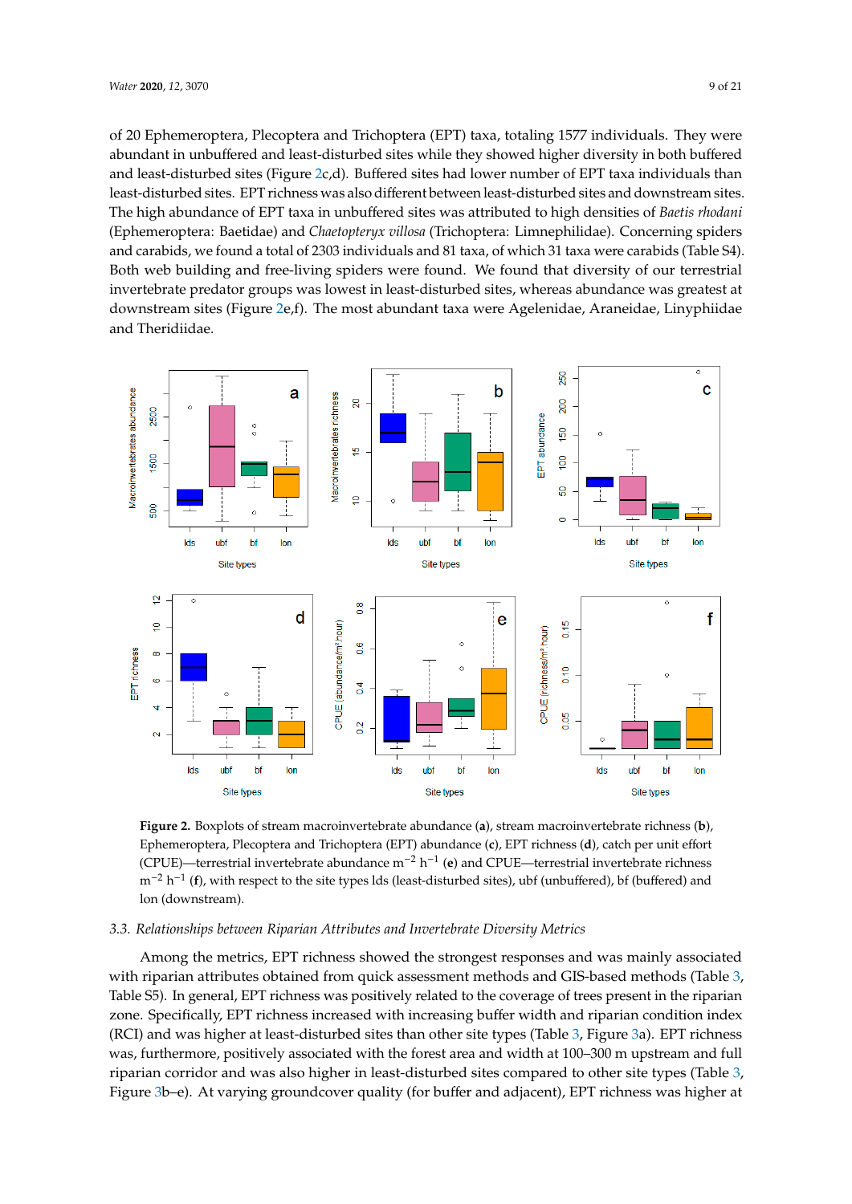of 20 Ephemeroptera, Plecoptera and Trichoptera (EPT) taxa, totaling 1577 individuals. They were abundant in unbuffered and least-disturbed sites while they showed higher diversity in both buffered and least-disturbed sites (Figure 2c,d). Buffered sites had lower number of EPT taxa individuals than least-disturbed sites. EPT richness was also different between least-disturbed sites and downstream sites. The high abundance of EPT taxa in unbuffered sites was attributed to high densities of *Baetis rhodani* (Ephemeroptera: Baetidae) and *Chaetopteryx villosa* (Trichoptera: Limnephilidae). Concerning spiders and carabids, we found a total of 2303 individuals and 81 taxa, of which 31 taxa were carabids (Table S4). Both web building and free-living spiders were found. We found that diversity of our terrestrial invertebrate predator groups was lowest in least-disturbed sites, whereas abundance was greatest at downstream sites (Figure 2e,f). The most abundant taxa were Agelenidae, Araneidae, Linyphiidae and Theridiidae.

**Figure 2.** Boxplots of stream macroinvertebrate abundance (**a**), stream macroinvertebrate richness (**b**), Ephemeroptera, Plecoptera and Trichoptera (EPT) abundance (**c**), EPT richness (**d**), catch per unit effort (CPUE)—terrestrial invertebrate abundance $m^{-2}$ $h^{-1}$ (**e**) and CPUE—terrestrial invertebrate richness $m^{-2}$ $h^{-1}$ (**f**), with respect to the site types lds (least-disturbed sites), ubf (unbuffered), bf (buffered) and lon (downstream).

### 3.3. Relationships between Riparian Attributes and Invertebrate Diversity Metrics

Among the metrics, EPT richness showed the strongest responses and was mainly associated with riparian attributes obtained from quick assessment methods and GIS-based methods (Table 3, Table S5). In general, EPT richness was positively related to the coverage of trees present in the riparian zone. Specifically, EPT richness increased with increasing buffer width and riparian condition index (RCI) and was higher at least-disturbed sites than other site types (Table 3, Figure 3a). EPT richness was, furthermore, positively associated with the forest area and width at 100–300 m upstream and full riparian corridor and was also higher in least-disturbed sites compared to other site types (Table 3, Figure 3b–e). At varying groundcover quality (for buffer and adjacent), EPT richness was higher at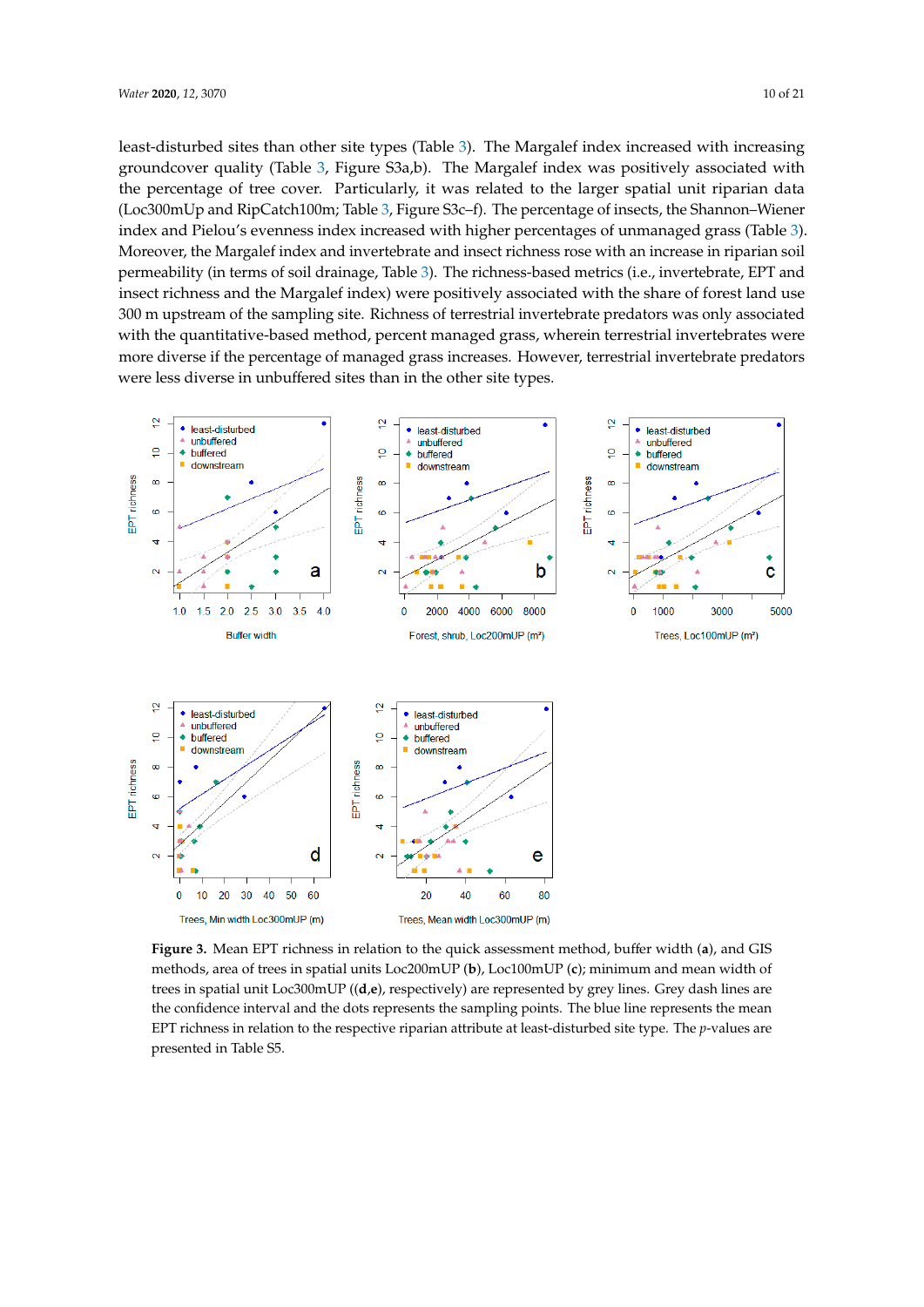least-disturbed sites than other site types (Table 3). The Margalef index increased with increasing groundcover quality (Table 3, Figure S3a,b). The Margalef index was positively associated with the percentage of tree cover. Particularly, it was related to the larger spatial unit riparian data (Loc300mUp and RipCatch100m; Table 3, Figure S3c–f). The percentage of insects, the Shannon–Wiener index and Pielou's evenness index increased with higher percentages of unmanaged grass (Table 3). Moreover, the Margalef index and invertebrate and insect richness rose with an increase in riparian soil permeability (in terms of soil drainage, Table 3). The richness-based metrics (i.e., invertebrate, EPT and insect richness and the Margalef index) were positively associated with the share of forest land use 300 m upstream of the sampling site. Richness of terrestrial invertebrate predators was only associated with the quantitative-based method, percent managed grass, wherein terrestrial invertebrates were more diverse if the percentage of managed grass increases. However, terrestrial invertebrate predators were less diverse in unbuffered sites than in the other site types.

**Figure 3.** Mean EPT richness in relation to the quick assessment method, buffer width (**a**), and GIS methods, area of trees in spatial units Loc200mUP (**b**), Loc100mUP (**c**); minimum and mean width of trees in spatial unit Loc300mUP ((**d**,**e**), respectively) are represented by grey lines. Grey dash lines are the confidence interval and the dots represents the sampling points. The blue line represents the mean EPT richness in relation to the respective riparian attribute at least-disturbed site type. The *p*-values are presented in Table S5.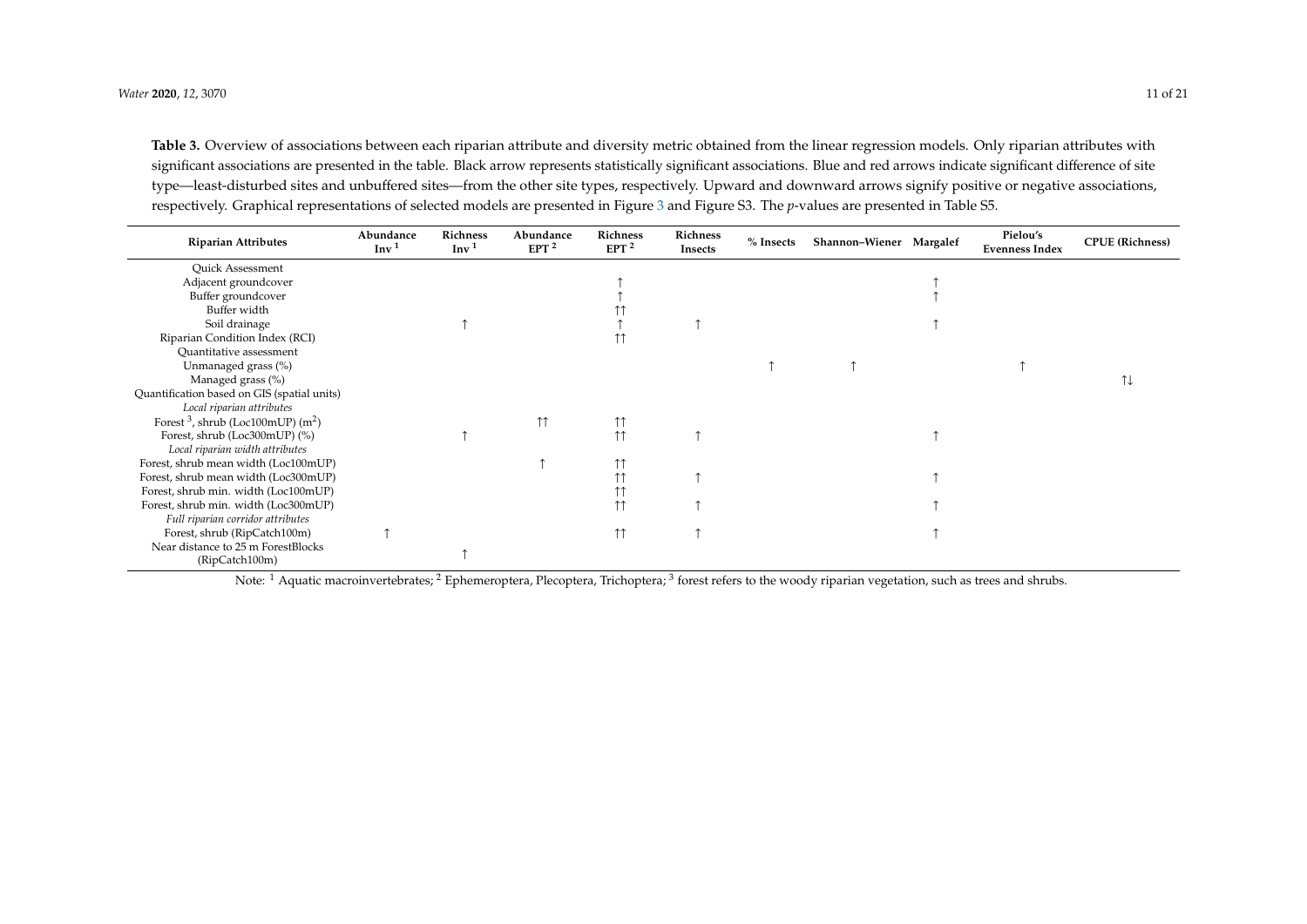**Table 3.** Overview of associations between each riparian attribute and diversity metric obtained from the linear regression models. Only riparian attributes with significant associations are presented in the table. Black arrow represents statistically significant associations. Blue and red arrows indicate significant difference of site type—least-disturbed sites and unbuffered sites—from the other site types, respectively. Upward and downward arrows signify positive or negative associations, respectively. Graphical representations of selected models are presented in Figure 3 and Figure S3. The *p*-values are presented in Table S5.

| Riparian Attributes | Abundance Inv [1] | Richness Inv [1] | Abundance EPT [2] | Richness EPT [2] | Richness Insects | % Insects | Shannon–Wiener | Margalef | Pielou's Evenness Index | CPUE (Richness) |
|---|---|---|---|---|---|---|---|---|---|---|
| Quick Assessment | | | | | | | | | | |
| Adjacent groundcover | | | | ↑ | | | | ↑ | | |
| Buffer groundcover | | | | ↑ | | | | ↑ | | |
| Buffer width | | | | ↑↑ | | | | | | |
| Soil drainage | | ↑ | | ↑ | ↑ | | | ↑ | | |
| Riparian Condition Index (RCI) | | | | ↑↑ | | | | | | |
| Quantitative assessment | | | | | | | | | | |
| Unmanaged grass (%) | | | | | | ↑ | ↑ | | ↑ | |
| Managed grass (%) | | | | | | | | | | ↑↓ |
| Quantification based on GIS (spatial units) | | | | | | | | | | |
| *Local riparian attributes* | | | | | | | | | | |
| Forest [3], shrub (Loc100mUP) ($m^2$) | | | ↑↑ | ↑↑ | | | | | | |
| Forest, shrub (Loc300mUP) (%) | | ↑ | | ↑↑ | ↑ | | | ↑ | | |
| *Local riparian width attributes* | | | | | | | | | | |
| Forest, shrub mean width (Loc100mUP) | | | ↑ | ↑↑ | | | | | | |
| Forest, shrub mean width (Loc300mUP) | | | | ↑↑ | ↑ | | | ↑ | | |
| Forest, shrub min. width (Loc100mUP) | | | | ↑↑ | | | | | | |
| Forest, shrub min. width (Loc300mUP) | | | | ↑↑ | ↑ | | | ↑ | | |
| *Full riparian corridor attributes* | | | | | | | | | | |
| Forest, shrub (RipCatch100m) | ↑ | | | ↑↑ | ↑ | | | ↑ | | |
| Near distance to 25 m ForestBlocks (RipCatch100m) | | ↑ | | | | | | | | |

Note: [1] Aquatic macroinvertebrates; [2] Ephemeroptera, Plecoptera, Trichoptera; [3] forest refers to the woody riparian vegetation, such as trees and shrubs.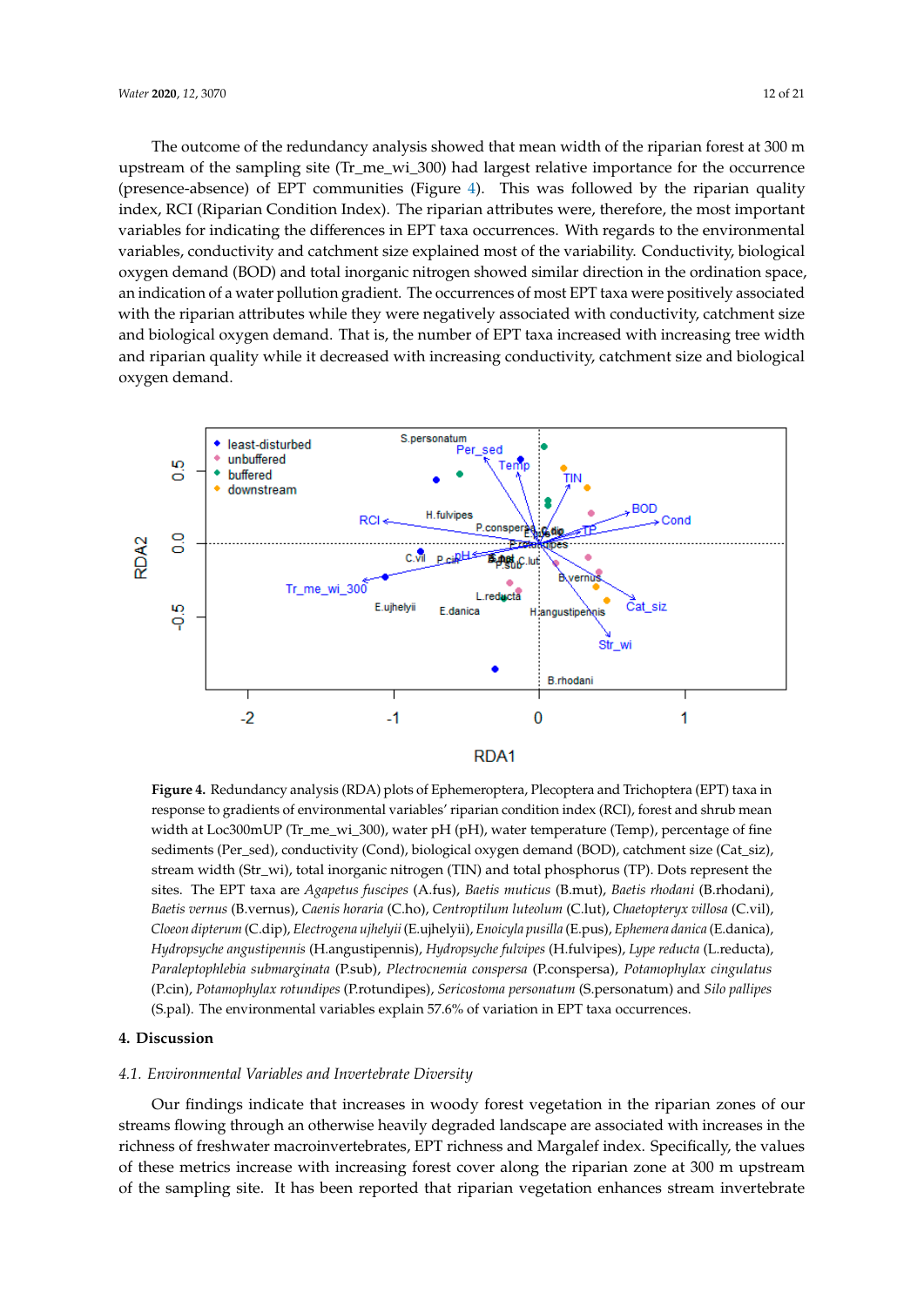The outcome of the redundancy analysis showed that mean width of the riparian forest at 300 m upstream of the sampling site (Tr_me_wi_300) had largest relative importance for the occurrence (presence-absence) of EPT communities (Figure 4). This was followed by the riparian quality index, RCI (Riparian Condition Index). The riparian attributes were, therefore, the most important variables for indicating the differences in EPT taxa occurrences. With regards to the environmental variables, conductivity and catchment size explained most of the variability. Conductivity, biological oxygen demand (BOD) and total inorganic nitrogen showed similar direction in the ordination space, an indication of a water pollution gradient. The occurrences of most EPT taxa were positively associated with the riparian attributes while they were negatively associated with conductivity, catchment size and biological oxygen demand. That is, the number of EPT taxa increased with increasing tree width and riparian quality while it decreased with increasing conductivity, catchment size and biological oxygen demand.

**Figure 4.** Redundancy analysis (RDA) plots of Ephemeroptera, Plecoptera and Trichoptera (EPT) taxa in response to gradients of environmental variables' riparian condition index (RCI), forest and shrub mean width at Loc300mUP (Tr_me_wi_300), water pH (pH), water temperature (Temp), percentage of fine sediments (Per_sed), conductivity (Cond), biological oxygen demand (BOD), catchment size (Cat_siz), stream width (Str_wi), total inorganic nitrogen (TIN) and total phosphorus (TP). Dots represent the sites. The EPT taxa are *Agapetus fuscipes* (A.fus), *Baetis muticus* (B.mut), *Baetis rhodani* (B.rhodani), *Baetis vernus* (B.vernus), *Caenis horaria* (C.ho), *Centroptilum luteolum* (C.lut), *Chaetopteryx villosa* (C.vil), *Cloeon dipterum* (C.dip), *Electrogena ujhelyii* (E.ujhelyii), *Enoicyla pusilla* (E.pus), *Ephemera danica* (E.danica), *Hydropsyche angustipennis* (H.angustipennis), *Hydropsyche fulvipes* (H.fulvipes), *Lype reducta* (L.reducta), *Paraleptophlebia submarginata* (P.sub), *Plectrocnemia conspersa* (P.conspersa), *Potamophylax cingulatus* (P.cin), *Potamophylax rotundipes* (P.rotundipes), *Sericostoma personatum* (S.personatum) and *Silo pallipes* (S.pal). The environmental variables explain 57.6% of variation in EPT taxa occurrences.

## 4. Discussion

### *4.1. Environmental Variables and Invertebrate Diversity*

Our findings indicate that increases in woody forest vegetation in the riparian zones of our streams flowing through an otherwise heavily degraded landscape are associated with increases in the richness of freshwater macroinvertebrates, EPT richness and Margalef index. Specifically, the values of these metrics increase with increasing forest cover along the riparian zone at 300 m upstream of the sampling site. It has been reported that riparian vegetation enhances stream invertebrate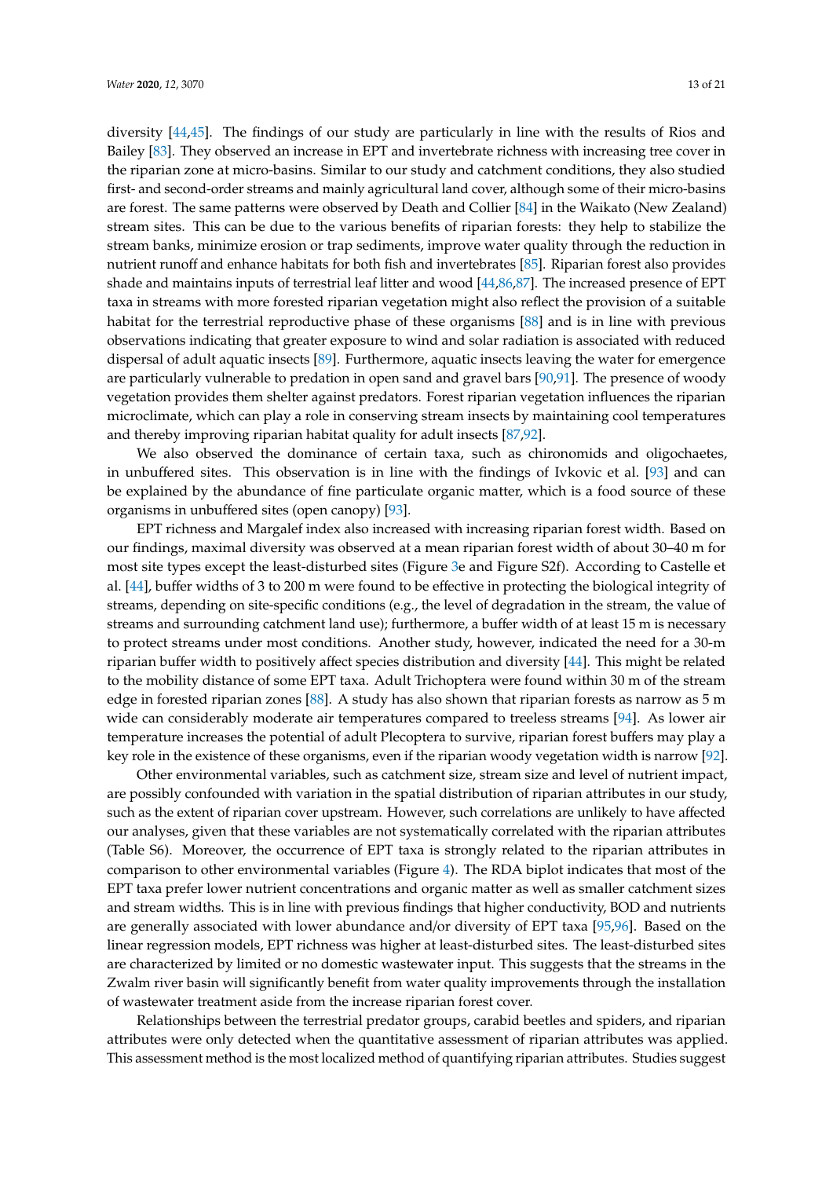diversity [44,45]. The findings of our study are particularly in line with the results of Rios and Bailey [83]. They observed an increase in EPT and invertebrate richness with increasing tree cover in the riparian zone at micro-basins. Similar to our study and catchment conditions, they also studied first- and second-order streams and mainly agricultural land cover, although some of their micro-basins are forest. The same patterns were observed by Death and Collier [84] in the Waikato (New Zealand) stream sites. This can be due to the various benefits of riparian forests: they help to stabilize the stream banks, minimize erosion or trap sediments, improve water quality through the reduction in nutrient runoff and enhance habitats for both fish and invertebrates [85]. Riparian forest also provides shade and maintains inputs of terrestrial leaf litter and wood [44,86,87]. The increased presence of EPT taxa in streams with more forested riparian vegetation might also reflect the provision of a suitable habitat for the terrestrial reproductive phase of these organisms [88] and is in line with previous observations indicating that greater exposure to wind and solar radiation is associated with reduced dispersal of adult aquatic insects [89]. Furthermore, aquatic insects leaving the water for emergence are particularly vulnerable to predation in open sand and gravel bars [90,91]. The presence of woody vegetation provides them shelter against predators. Forest riparian vegetation influences the riparian microclimate, which can play a role in conserving stream insects by maintaining cool temperatures and thereby improving riparian habitat quality for adult insects [87,92].

We also observed the dominance of certain taxa, such as chironomids and oligochaetes, in unbuffered sites. This observation is in line with the findings of Ivkovic et al. [93] and can be explained by the abundance of fine particulate organic matter, which is a food source of these organisms in unbuffered sites (open canopy) [93].

EPT richness and Margalef index also increased with increasing riparian forest width. Based on our findings, maximal diversity was observed at a mean riparian forest width of about 30–40 m for most site types except the least-disturbed sites (Figure 3e and Figure S2f). According to Castelle et al. [44], buffer widths of 3 to 200 m were found to be effective in protecting the biological integrity of streams, depending on site-specific conditions (e.g., the level of degradation in the stream, the value of streams and surrounding catchment land use); furthermore, a buffer width of at least 15 m is necessary to protect streams under most conditions. Another study, however, indicated the need for a 30-m riparian buffer width to positively affect species distribution and diversity [44]. This might be related to the mobility distance of some EPT taxa. Adult Trichoptera were found within 30 m of the stream edge in forested riparian zones [88]. A study has also shown that riparian forests as narrow as 5 m wide can considerably moderate air temperatures compared to treeless streams [94]. As lower air temperature increases the potential of adult Plecoptera to survive, riparian forest buffers may play a key role in the existence of these organisms, even if the riparian woody vegetation width is narrow [92].

Other environmental variables, such as catchment size, stream size and level of nutrient impact, are possibly confounded with variation in the spatial distribution of riparian attributes in our study, such as the extent of riparian cover upstream. However, such correlations are unlikely to have affected our analyses, given that these variables are not systematically correlated with the riparian attributes (Table S6). Moreover, the occurrence of EPT taxa is strongly related to the riparian attributes in comparison to other environmental variables (Figure 4). The RDA biplot indicates that most of the EPT taxa prefer lower nutrient concentrations and organic matter as well as smaller catchment sizes and stream widths. This is in line with previous findings that higher conductivity, BOD and nutrients are generally associated with lower abundance and/or diversity of EPT taxa [95,96]. Based on the linear regression models, EPT richness was higher at least-disturbed sites. The least-disturbed sites are characterized by limited or no domestic wastewater input. This suggests that the streams in the Zwalm river basin will significantly benefit from water quality improvements through the installation of wastewater treatment aside from the increase riparian forest cover.

Relationships between the terrestrial predator groups, carabid beetles and spiders, and riparian attributes were only detected when the quantitative assessment of riparian attributes was applied. This assessment method is the most localized method of quantifying riparian attributes. Studies suggest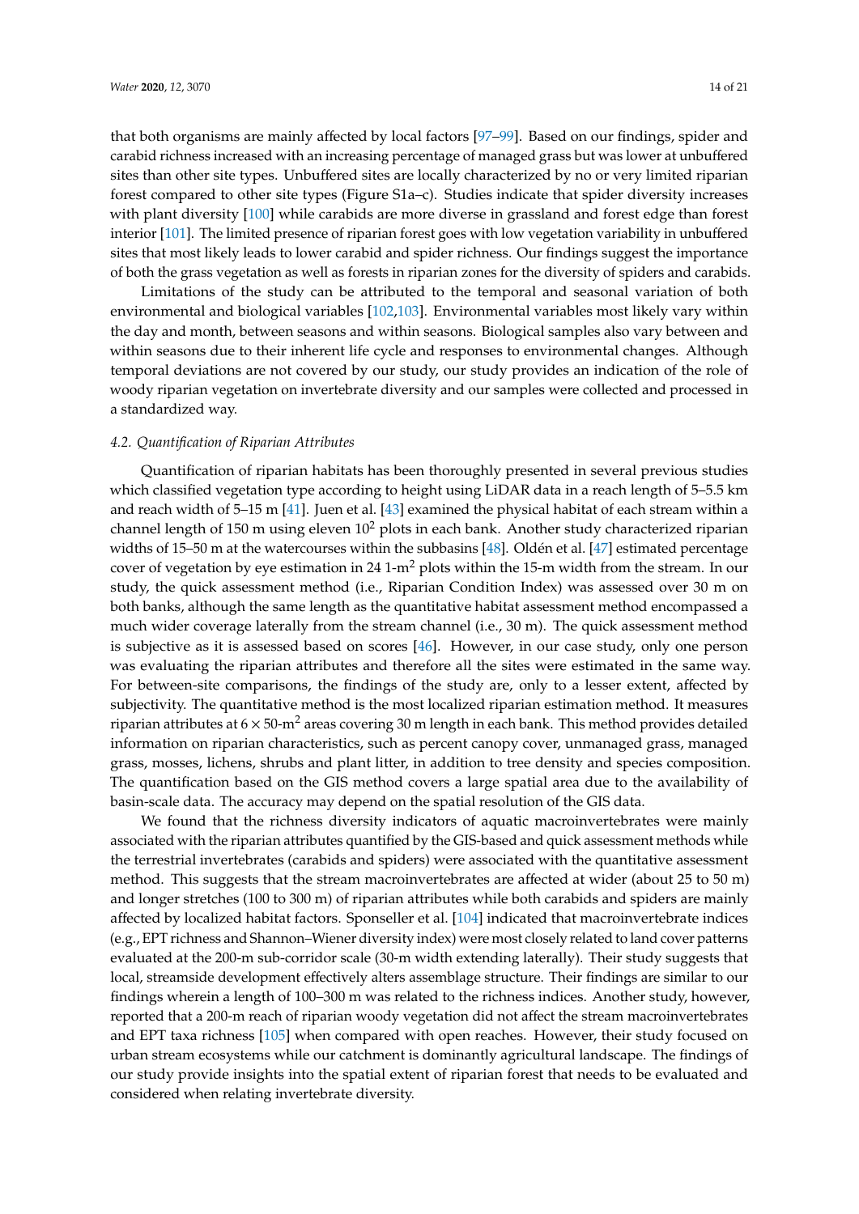that both organisms are mainly affected by local factors [97–99]. Based on our findings, spider and carabid richness increased with an increasing percentage of managed grass but was lower at unbuffered sites than other site types. Unbuffered sites are locally characterized by no or very limited riparian forest compared to other site types (Figure S1a–c). Studies indicate that spider diversity increases with plant diversity [100] while carabids are more diverse in grassland and forest edge than forest interior [101]. The limited presence of riparian forest goes with low vegetation variability in unbuffered sites that most likely leads to lower carabid and spider richness. Our findings suggest the importance of both the grass vegetation as well as forests in riparian zones for the diversity of spiders and carabids.

Limitations of the study can be attributed to the temporal and seasonal variation of both environmental and biological variables [102,103]. Environmental variables most likely vary within the day and month, between seasons and within seasons. Biological samples also vary between and within seasons due to their inherent life cycle and responses to environmental changes. Although temporal deviations are not covered by our study, our study provides an indication of the role of woody riparian vegetation on invertebrate diversity and our samples were collected and processed in a standardized way.

### *4.2. Quantification of Riparian Attributes*

Quantification of riparian habitats has been thoroughly presented in several previous studies which classified vegetation type according to height using LiDAR data in a reach length of 5–5.5 km and reach width of 5–15 m [41]. Juen et al. [43] examined the physical habitat of each stream within a channel length of 150 m using eleven $10^2$ plots in each bank. Another study characterized riparian widths of 15–50 m at the watercourses within the subbasins [48]. Oldén et al. [47] estimated percentage cover of vegetation by eye estimation in 24 1-$m^2$ plots within the 15-m width from the stream. In our study, the quick assessment method (i.e., Riparian Condition Index) was assessed over 30 m on both banks, although the same length as the quantitative habitat assessment method encompassed a much wider coverage laterally from the stream channel (i.e., 30 m). The quick assessment method is subjective as it is assessed based on scores [46]. However, in our case study, only one person was evaluating the riparian attributes and therefore all the sites were estimated in the same way. For between-site comparisons, the findings of the study are, only to a lesser extent, affected by subjectivity. The quantitative method is the most localized riparian estimation method. It measures riparian attributes at $6 \times 50$-$m^2$ areas covering 30 m length in each bank. This method provides detailed information on riparian characteristics, such as percent canopy cover, unmanaged grass, managed grass, mosses, lichens, shrubs and plant litter, in addition to tree density and species composition. The quantification based on the GIS method covers a large spatial area due to the availability of basin-scale data. The accuracy may depend on the spatial resolution of the GIS data.

We found that the richness diversity indicators of aquatic macroinvertebrates were mainly associated with the riparian attributes quantified by the GIS-based and quick assessment methods while the terrestrial invertebrates (carabids and spiders) were associated with the quantitative assessment method. This suggests that the stream macroinvertebrates are affected at wider (about 25 to 50 m) and longer stretches (100 to 300 m) of riparian attributes while both carabids and spiders are mainly affected by localized habitat factors. Sponseller et al. [104] indicated that macroinvertebrate indices (e.g., EPT richness and Shannon–Wiener diversity index) were most closely related to land cover patterns evaluated at the 200-m sub-corridor scale (30-m width extending laterally). Their study suggests that local, streamside development effectively alters assemblage structure. Their findings are similar to our findings wherein a length of 100–300 m was related to the richness indices. Another study, however, reported that a 200-m reach of riparian woody vegetation did not affect the stream macroinvertebrates and EPT taxa richness [105] when compared with open reaches. However, their study focused on urban stream ecosystems while our catchment is dominantly agricultural landscape. The findings of our study provide insights into the spatial extent of riparian forest that needs to be evaluated and considered when relating invertebrate diversity.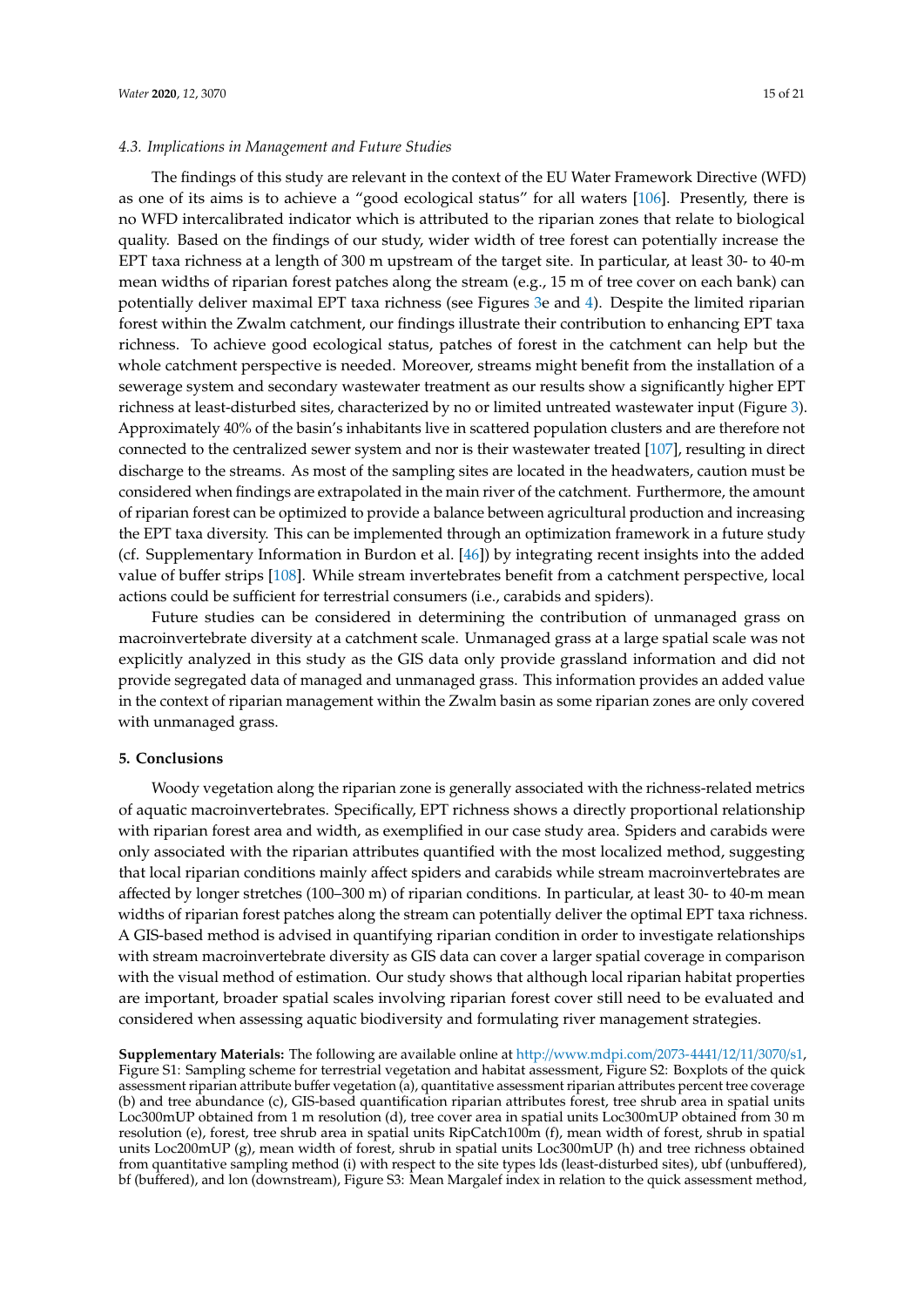### 4.3. Implications in Management and Future Studies

The findings of this study are relevant in the context of the EU Water Framework Directive (WFD) as one of its aims is to achieve a "good ecological status" for all waters [106]. Presently, there is no WFD intercalibrated indicator which is attributed to the riparian zones that relate to biological quality. Based on the findings of our study, wider width of tree forest can potentially increase the EPT taxa richness at a length of 300 m upstream of the target site. In particular, at least 30- to 40-m mean widths of riparian forest patches along the stream (e.g., 15 m of tree cover on each bank) can potentially deliver maximal EPT taxa richness (see Figures 3e and 4). Despite the limited riparian forest within the Zwalm catchment, our findings illustrate their contribution to enhancing EPT taxa richness. To achieve good ecological status, patches of forest in the catchment can help but the whole catchment perspective is needed. Moreover, streams might benefit from the installation of a sewerage system and secondary wastewater treatment as our results show a significantly higher EPT richness at least-disturbed sites, characterized by no or limited untreated wastewater input (Figure 3). Approximately 40% of the basin's inhabitants live in scattered population clusters and are therefore not connected to the centralized sewer system and nor is their wastewater treated [107], resulting in direct discharge to the streams. As most of the sampling sites are located in the headwaters, caution must be considered when findings are extrapolated in the main river of the catchment. Furthermore, the amount of riparian forest can be optimized to provide a balance between agricultural production and increasing the EPT taxa diversity. This can be implemented through an optimization framework in a future study (cf. Supplementary Information in Burdon et al. [46]) by integrating recent insights into the added value of buffer strips [108]. While stream invertebrates benefit from a catchment perspective, local actions could be sufficient for terrestrial consumers (i.e., carabids and spiders).

Future studies can be considered in determining the contribution of unmanaged grass on macroinvertebrate diversity at a catchment scale. Unmanaged grass at a large spatial scale was not explicitly analyzed in this study as the GIS data only provide grassland information and did not provide segregated data of managed and unmanaged grass. This information provides an added value in the context of riparian management within the Zwalm basin as some riparian zones are only covered with unmanaged grass.

## 5. Conclusions

Woody vegetation along the riparian zone is generally associated with the richness-related metrics of aquatic macroinvertebrates. Specifically, EPT richness shows a directly proportional relationship with riparian forest area and width, as exemplified in our case study area. Spiders and carabids were only associated with the riparian attributes quantified with the most localized method, suggesting that local riparian conditions mainly affect spiders and carabids while stream macroinvertebrates are affected by longer stretches (100–300 m) of riparian conditions. In particular, at least 30- to 40-m mean widths of riparian forest patches along the stream can potentially deliver the optimal EPT taxa richness. A GIS-based method is advised in quantifying riparian condition in order to investigate relationships with stream macroinvertebrate diversity as GIS data can cover a larger spatial coverage in comparison with the visual method of estimation. Our study shows that although local riparian habitat properties are important, broader spatial scales involving riparian forest cover still need to be evaluated and considered when assessing aquatic biodiversity and formulating river management strategies.

**Supplementary Materials:** The following are available online at http://www.mdpi.com/2073-4441/12/11/3070/s1, Figure S1: Sampling scheme for terrestrial vegetation and habitat assessment, Figure S2: Boxplots of the quick assessment riparian attribute buffer vegetation (a), quantitative assessment riparian attributes percent tree coverage (b) and tree abundance (c), GIS-based quantification riparian attributes forest, tree shrub area in spatial units Loc300mUP obtained from 1 m resolution (d), tree cover area in spatial units Loc300mUP obtained from 30 m resolution (e), forest, tree shrub area in spatial units RipCatch100m (f), mean width of forest, shrub in spatial units Loc200mUP (g), mean width of forest, shrub in spatial units Loc300mUP (h) and tree richness obtained from quantitative sampling method (i) with respect to the site types lds (least-disturbed sites), ubf (unbuffered), bf (buffered), and lon (downstream), Figure S3: Mean Margalef index in relation to the quick assessment method,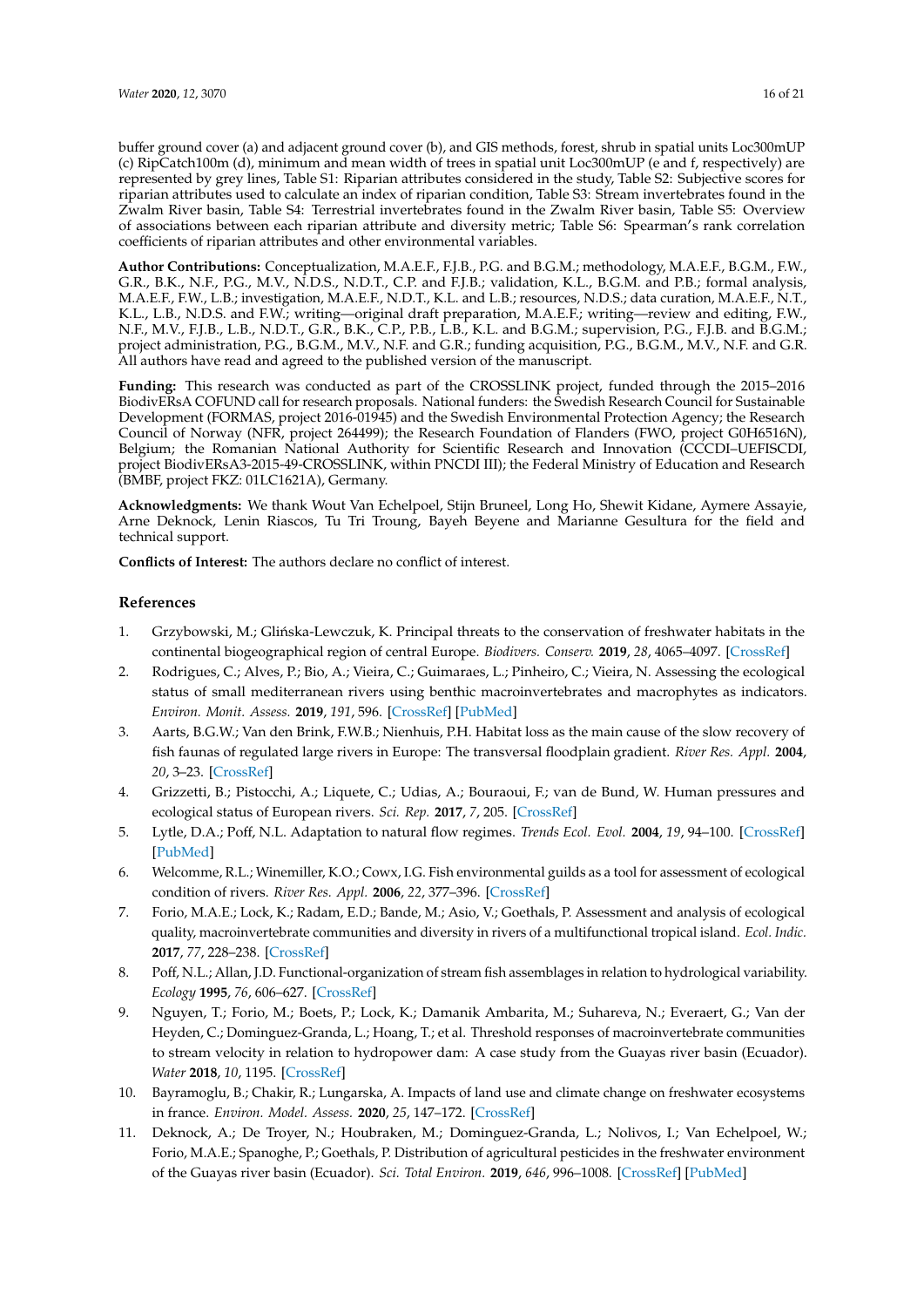buffer ground cover (a) and adjacent ground cover (b), and GIS methods, forest, shrub in spatial units Loc300mUP (c) RipCatch100m (d), minimum and mean width of trees in spatial unit Loc300mUP (e and f, respectively) are represented by grey lines, Table S1: Riparian attributes considered in the study, Table S2: Subjective scores for riparian attributes used to calculate an index of riparian condition, Table S3: Stream invertebrates found in the Zwalm River basin, Table S4: Terrestrial invertebrates found in the Zwalm River basin, Table S5: Overview of associations between each riparian attribute and diversity metric; Table S6: Spearman's rank correlation coefficients of riparian attributes and other environmental variables.

**Author Contributions:** Conceptualization, M.A.E.F., F.J.B., P.G. and B.G.M.; methodology, M.A.E.F., B.G.M., F.W., G.R., B.K., N.F., P.G., M.V., N.D.S., N.D.T., C.P. and F.J.B.; validation, K.L., B.G.M. and P.B.; formal analysis, M.A.E.F., F.W., L.B.; investigation, M.A.E.F., N.D.T., K.L. and L.B.; resources, N.D.S.; data curation, M.A.E.F., N.T., K.L., L.B., N.D.S. and F.W.; writing—original draft preparation, M.A.E.F.; writing—review and editing, F.W., N.F., M.V., F.J.B., L.B., N.D.T., G.R., B.K., C.P., P.B., L.B., K.L. and B.G.M.; supervision, P.G., F.J.B. and B.G.M.; project administration, P.G., B.G.M., M.V., N.F. and G.R.; funding acquisition, P.G., B.G.M., M.V., N.F. and G.R. All authors have read and agreed to the published version of the manuscript.

**Funding:** This research was conducted as part of the CROSSLINK project, funded through the 2015–2016 BiodivERsA COFUND call for research proposals. National funders: the Swedish Research Council for Sustainable Development (FORMAS, project 2016-01945) and the Swedish Environmental Protection Agency; the Research Council of Norway (NFR, project 264499); the Research Foundation of Flanders (FWO, project G0H6516N), Belgium; the Romanian National Authority for Scientific Research and Innovation (CCCDI–UEFISCDI, project BiodivERsA3-2015-49-CROSSLINK, within PNCDI III); the Federal Ministry of Education and Research (BMBF, project FKZ: 01LC1621A), Germany.

**Acknowledgments:** We thank Wout Van Echelpoel, Stijn Bruneel, Long Ho, Shewit Kidane, Aymere Assayie, Arne Deknock, Lenin Riascos, Tu Tri Troung, Bayeh Beyene and Marianne Gesultura for the field and technical support.

**Conflicts of Interest:** The authors declare no conflict of interest.

## References

1. Grzybowski, M.; Glińska-Lewczuk, K. Principal threats to the conservation of freshwater habitats in the continental biogeographical region of central Europe. *Biodivers. Conserv.* **2019**, *28*, 4065–4097. [CrossRef]
2. Rodrigues, C.; Alves, P.; Bio, A.; Vieira, C.; Guimaraes, L.; Pinheiro, C.; Vieira, N. Assessing the ecological status of small mediterranean rivers using benthic macroinvertebrates and macrophytes as indicators. *Environ. Monit. Assess.* **2019**, *191*, 596. [CrossRef] [PubMed]
3. Aarts, B.G.W.; Van den Brink, F.W.B.; Nienhuis, P.H. Habitat loss as the main cause of the slow recovery of fish faunas of regulated large rivers in Europe: The transversal floodplain gradient. *River Res. Appl.* **2004**, *20*, 3–23. [CrossRef]
4. Grizzetti, B.; Pistocchi, A.; Liquete, C.; Udias, A.; Bouraoui, F.; van de Bund, W. Human pressures and ecological status of European rivers. *Sci. Rep.* **2017**, *7*, 205. [CrossRef]
5. Lytle, D.A.; Poff, N.L. Adaptation to natural flow regimes. *Trends Ecol. Evol.* **2004**, *19*, 94–100. [CrossRef] [PubMed]
6. Welcomme, R.L.; Winemiller, K.O.; Cowx, I.G. Fish environmental guilds as a tool for assessment of ecological condition of rivers. *River Res. Appl.* **2006**, *22*, 377–396. [CrossRef]
7. Forio, M.A.E.; Lock, K.; Radam, E.D.; Bande, M.; Asio, V.; Goethals, P. Assessment and analysis of ecological quality, macroinvertebrate communities and diversity in rivers of a multifunctional tropical island. *Ecol. Indic.* **2017**, *77*, 228–238. [CrossRef]
8. Poff, N.L.; Allan, J.D. Functional-organization of stream fish assemblages in relation to hydrological variability. *Ecology* **1995**, *76*, 606–627. [CrossRef]
9. Nguyen, T.; Forio, M.; Boets, P.; Lock, K.; Damanik Ambarita, M.; Suhareva, N.; Everaert, G.; Van der Heyden, C.; Dominguez-Granda, L.; Hoang, T.; et al. Threshold responses of macroinvertebrate communities to stream velocity in relation to hydropower dam: A case study from the Guayas river basin (Ecuador). *Water* **2018**, *10*, 1195. [CrossRef]
10. Bayramoglu, B.; Chakir, R.; Lungarska, A. Impacts of land use and climate change on freshwater ecosystems in france. *Environ. Model. Assess.* **2020**, *25*, 147–172. [CrossRef]
11. Deknock, A.; De Troyer, N.; Houbraken, M.; Dominguez-Granda, L.; Nolivos, I.; Van Echelpoel, W.; Forio, M.A.E.; Spanoghe, P.; Goethals, P. Distribution of agricultural pesticides in the freshwater environment of the Guayas river basin (Ecuador). *Sci. Total Environ.* **2019**, *646*, 996–1008. [CrossRef] [PubMed]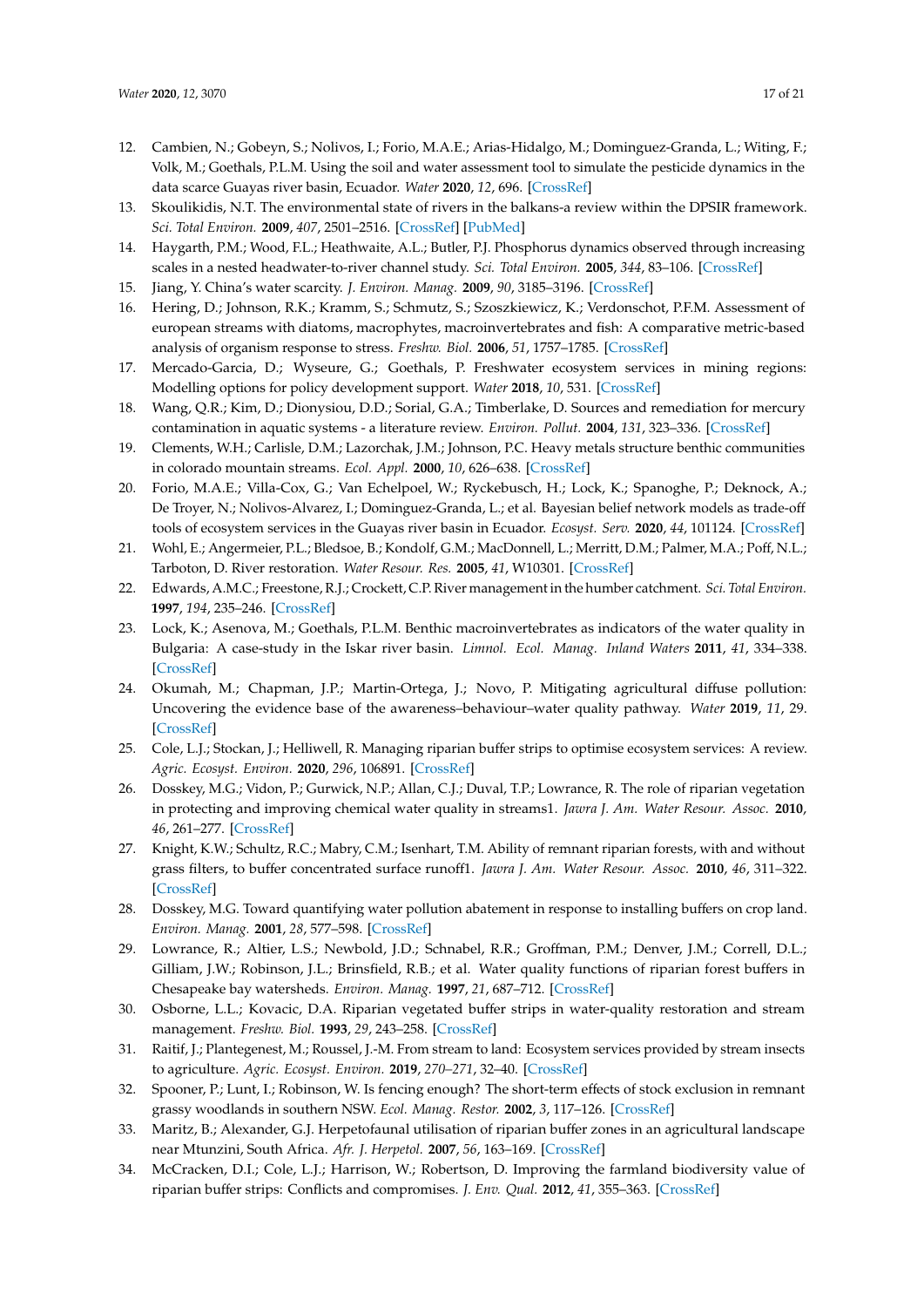12. Cambien, N.; Gobeyn, S.; Nolivos, I.; Forio, M.A.E.; Arias-Hidalgo, M.; Dominguez-Granda, L.; Witing, F.; Volk, M.; Goethals, P.L.M. Using the soil and water assessment tool to simulate the pesticide dynamics in the data scarce Guayas river basin, Ecuador. *Water* **2020**, *12*, 696. [CrossRef]
13. Skoulikidis, N.T. The environmental state of rivers in the balkans-a review within the DPSIR framework. *Sci. Total Environ.* **2009**, *407*, 2501–2516. [CrossRef] [PubMed]
14. Haygarth, P.M.; Wood, F.L.; Heathwaite, A.L.; Butler, P.J. Phosphorus dynamics observed through increasing scales in a nested headwater-to-river channel study. *Sci. Total Environ.* **2005**, *344*, 83–106. [CrossRef]
15. Jiang, Y. China's water scarcity. *J. Environ. Manag.* **2009**, *90*, 3185–3196. [CrossRef]
16. Hering, D.; Johnson, R.K.; Kramm, S.; Schmutz, S.; Szoszkiewicz, K.; Verdonschot, P.F.M. Assessment of european streams with diatoms, macrophytes, macroinvertebrates and fish: A comparative metric-based analysis of organism response to stress. *Freshw. Biol.* **2006**, *51*, 1757–1785. [CrossRef]
17. Mercado-Garcia, D.; Wyseure, G.; Goethals, P. Freshwater ecosystem services in mining regions: Modelling options for policy development support. *Water* **2018**, *10*, 531. [CrossRef]
18. Wang, Q.R.; Kim, D.; Dionysiou, D.D.; Sorial, G.A.; Timberlake, D. Sources and remediation for mercury contamination in aquatic systems - a literature review. *Environ. Pollut.* **2004**, *131*, 323–336. [CrossRef]
19. Clements, W.H.; Carlisle, D.M.; Lazorchak, J.M.; Johnson, P.C. Heavy metals structure benthic communities in colorado mountain streams. *Ecol. Appl.* **2000**, *10*, 626–638. [CrossRef]
20. Forio, M.A.E.; Villa-Cox, G.; Van Echelpoel, W.; Ryckebusch, H.; Lock, K.; Spanoghe, P.; Deknock, A.; De Troyer, N.; Nolivos-Alvarez, I.; Dominguez-Granda, L.; et al. Bayesian belief network models as trade-off tools of ecosystem services in the Guayas river basin in Ecuador. *Ecosyst. Serv.* **2020**, *44*, 101124. [CrossRef]
21. Wohl, E.; Angermeier, P.L.; Bledsoe, B.; Kondolf, G.M.; MacDonnell, L.; Merritt, D.M.; Palmer, M.A.; Poff, N.L.; Tarboton, D. River restoration. *Water Resour. Res.* **2005**, *41*, W10301. [CrossRef]
22. Edwards, A.M.C.; Freestone, R.J.; Crockett, C.P. River management in the humber catchment. *Sci. Total Environ.* **1997**, *194*, 235–246. [CrossRef]
23. Lock, K.; Asenova, M.; Goethals, P.L.M. Benthic macroinvertebrates as indicators of the water quality in Bulgaria: A case-study in the Iskar river basin. *Limnol. Ecol. Manag. Inland Waters* **2011**, *41*, 334–338. [CrossRef]
24. Okumah, M.; Chapman, J.P.; Martin-Ortega, J.; Novo, P. Mitigating agricultural diffuse pollution: Uncovering the evidence base of the awareness–behaviour–water quality pathway. *Water* **2019**, *11*, 29. [CrossRef]
25. Cole, L.J.; Stockan, J.; Helliwell, R. Managing riparian buffer strips to optimise ecosystem services: A review. *Agric. Ecosyst. Environ.* **2020**, *296*, 106891. [CrossRef]
26. Dosskey, M.G.; Vidon, P.; Gurwick, N.P.; Allan, C.J.; Duval, T.P.; Lowrance, R. The role of riparian vegetation in protecting and improving chemical water quality in streams1. *Jawra J. Am. Water Resour. Assoc.* **2010**, *46*, 261–277. [CrossRef]
27. Knight, K.W.; Schultz, R.C.; Mabry, C.M.; Isenhart, T.M. Ability of remnant riparian forests, with and without grass filters, to buffer concentrated surface runoff1. *Jawra J. Am. Water Resour. Assoc.* **2010**, *46*, 311–322. [CrossRef]
28. Dosskey, M.G. Toward quantifying water pollution abatement in response to installing buffers on crop land. *Environ. Manag.* **2001**, *28*, 577–598. [CrossRef]
29. Lowrance, R.; Altier, L.S.; Newbold, J.D.; Schnabel, R.R.; Groffman, P.M.; Denver, J.M.; Correll, D.L.; Gilliam, J.W.; Robinson, J.L.; Brinsfield, R.B.; et al. Water quality functions of riparian forest buffers in Chesapeake bay watersheds. *Environ. Manag.* **1997**, *21*, 687–712. [CrossRef]
30. Osborne, L.L.; Kovacic, D.A. Riparian vegetated buffer strips in water-quality restoration and stream management. *Freshw. Biol.* **1993**, *29*, 243–258. [CrossRef]
31. Raitif, J.; Plantegenest, M.; Roussel, J.-M. From stream to land: Ecosystem services provided by stream insects to agriculture. *Agric. Ecosyst. Environ.* **2019**, *270–271*, 32–40. [CrossRef]
32. Spooner, P.; Lunt, I.; Robinson, W. Is fencing enough? The short-term effects of stock exclusion in remnant grassy woodlands in southern NSW. *Ecol. Manag. Restor.* **2002**, *3*, 117–126. [CrossRef]
33. Maritz, B.; Alexander, G.J. Herpetofaunal utilisation of riparian buffer zones in an agricultural landscape near Mtunzini, South Africa. *Afr. J. Herpetol.* **2007**, *56*, 163–169. [CrossRef]
34. McCracken, D.I.; Cole, L.J.; Harrison, W.; Robertson, D. Improving the farmland biodiversity value of riparian buffer strips: Conflicts and compromises. *J. Env. Qual.* **2012**, *41*, 355–363. [CrossRef]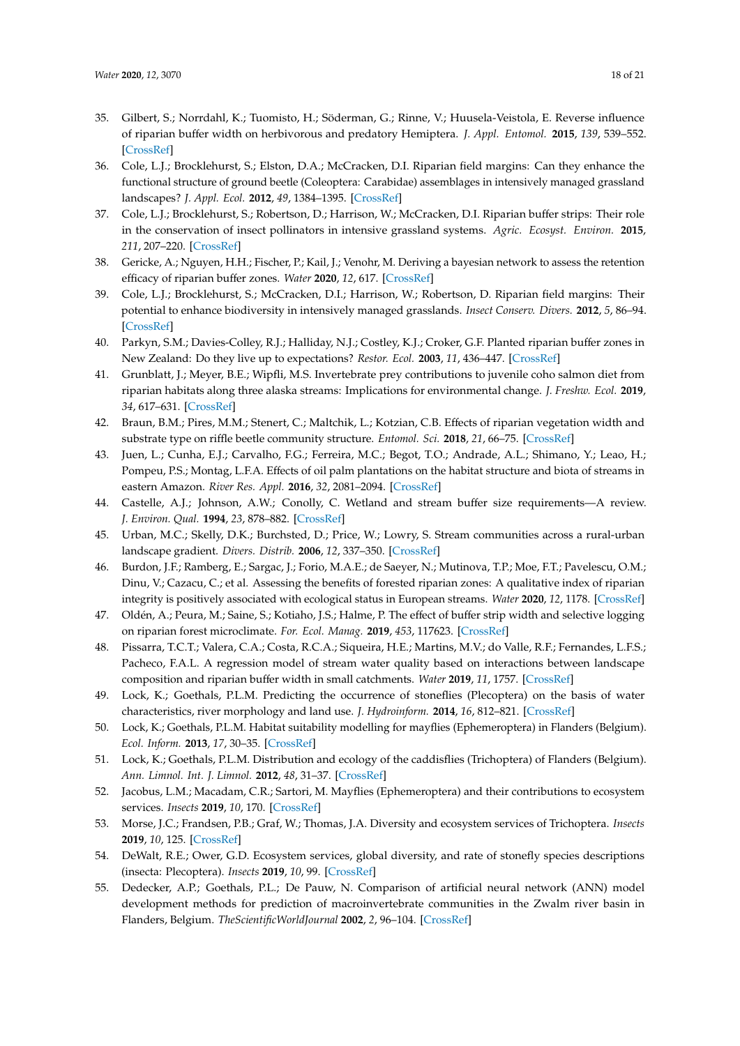35. Gilbert, S.; Norrdahl, K.; Tuomisto, H.; Söderman, G.; Rinne, V.; Huusela-Veistola, E. Reverse influence of riparian buffer width on herbivorous and predatory Hemiptera. *J. Appl. Entomol.* **2015**, *139*, 539–552. [CrossRef]
36. Cole, L.J.; Brocklehurst, S.; Elston, D.A.; McCracken, D.I. Riparian field margins: Can they enhance the functional structure of ground beetle (Coleoptera: Carabidae) assemblages in intensively managed grassland landscapes? *J. Appl. Ecol.* **2012**, *49*, 1384–1395. [CrossRef]
37. Cole, L.J.; Brocklehurst, S.; Robertson, D.; Harrison, W.; McCracken, D.I. Riparian buffer strips: Their role in the conservation of insect pollinators in intensive grassland systems. *Agric. Ecosyst. Environ.* **2015**, *211*, 207–220. [CrossRef]
38. Gericke, A.; Nguyen, H.H.; Fischer, P.; Kail, J.; Venohr, M. Deriving a bayesian network to assess the retention efficacy of riparian buffer zones. *Water* **2020**, *12*, 617. [CrossRef]
39. Cole, L.J.; Brocklehurst, S.; McCracken, D.I.; Harrison, W.; Robertson, D. Riparian field margins: Their potential to enhance biodiversity in intensively managed grasslands. *Insect Conserv. Divers.* **2012**, *5*, 86–94. [CrossRef]
40. Parkyn, S.M.; Davies-Colley, R.J.; Halliday, N.J.; Costley, K.J.; Croker, G.F. Planted riparian buffer zones in New Zealand: Do they live up to expectations? *Restor. Ecol.* **2003**, *11*, 436–447. [CrossRef]
41. Grunblatt, J.; Meyer, B.E.; Wipfli, M.S. Invertebrate prey contributions to juvenile coho salmon diet from riparian habitats along three alaska streams: Implications for environmental change. *J. Freshw. Ecol.* **2019**, *34*, 617–631. [CrossRef]
42. Braun, B.M.; Pires, M.M.; Stenert, C.; Maltchik, L.; Kotzian, C.B. Effects of riparian vegetation width and substrate type on riffle beetle community structure. *Entomol. Sci.* **2018**, *21*, 66–75. [CrossRef]
43. Juen, L.; Cunha, E.J.; Carvalho, F.G.; Ferreira, M.C.; Begot, T.O.; Andrade, A.L.; Shimano, Y.; Leao, H.; Pompeu, P.S.; Montag, L.F.A. Effects of oil palm plantations on the habitat structure and biota of streams in eastern Amazon. *River Res. Appl.* **2016**, *32*, 2081–2094. [CrossRef]
44. Castelle, A.J.; Johnson, A.W.; Conolly, C. Wetland and stream buffer size requirements—A review. *J. Environ. Qual.* **1994**, *23*, 878–882. [CrossRef]
45. Urban, M.C.; Skelly, D.K.; Burchsted, D.; Price, W.; Lowry, S. Stream communities across a rural-urban landscape gradient. *Divers. Distrib.* **2006**, *12*, 337–350. [CrossRef]
46. Burdon, J.F.; Ramberg, E.; Sargac, J.; Forio, M.A.E.; de Saeyer, N.; Mutinova, T.P.; Moe, F.T.; Pavelescu, O.M.; Dinu, V.; Cazacu, C.; et al. Assessing the benefits of forested riparian zones: A qualitative index of riparian integrity is positively associated with ecological status in European streams. *Water* **2020**, *12*, 1178. [CrossRef]
47. Oldén, A.; Peura, M.; Saine, S.; Kotiaho, J.S.; Halme, P. The effect of buffer strip width and selective logging on riparian forest microclimate. *For. Ecol. Manag.* **2019**, *453*, 117623. [CrossRef]
48. Pissarra, T.C.T.; Valera, C.A.; Costa, R.C.A.; Siqueira, H.E.; Martins, M.V.; do Valle, R.F.; Fernandes, L.F.S.; Pacheco, F.A.L. A regression model of stream water quality based on interactions between landscape composition and riparian buffer width in small catchments. *Water* **2019**, *11*, 1757. [CrossRef]
49. Lock, K.; Goethals, P.L.M. Predicting the occurrence of stoneflies (Plecoptera) on the basis of water characteristics, river morphology and land use. *J. Hydroinform.* **2014**, *16*, 812–821. [CrossRef]
50. Lock, K.; Goethals, P.L.M. Habitat suitability modelling for mayflies (Ephemeroptera) in Flanders (Belgium). *Ecol. Inform.* **2013**, *17*, 30–35. [CrossRef]
51. Lock, K.; Goethals, P.L.M. Distribution and ecology of the caddisflies (Trichoptera) of Flanders (Belgium). *Ann. Limnol. Int. J. Limnol.* **2012**, *48*, 31–37. [CrossRef]
52. Jacobus, L.M.; Macadam, C.R.; Sartori, M. Mayflies (Ephemeroptera) and their contributions to ecosystem services. *Insects* **2019**, *10*, 170. [CrossRef]
53. Morse, J.C.; Frandsen, P.B.; Graf, W.; Thomas, J.A. Diversity and ecosystem services of Trichoptera. *Insects* **2019**, *10*, 125. [CrossRef]
54. DeWalt, R.E.; Ower, G.D. Ecosystem services, global diversity, and rate of stonefly species descriptions (insecta: Plecoptera). *Insects* **2019**, *10*, 99. [CrossRef]
55. Dedecker, A.P.; Goethals, P.L.; De Pauw, N. Comparison of artificial neural network (ANN) model development methods for prediction of macroinvertebrate communities in the Zwalm river basin in Flanders, Belgium. *TheScientificWorldJournal* **2002**, *2*, 96–104. [CrossRef]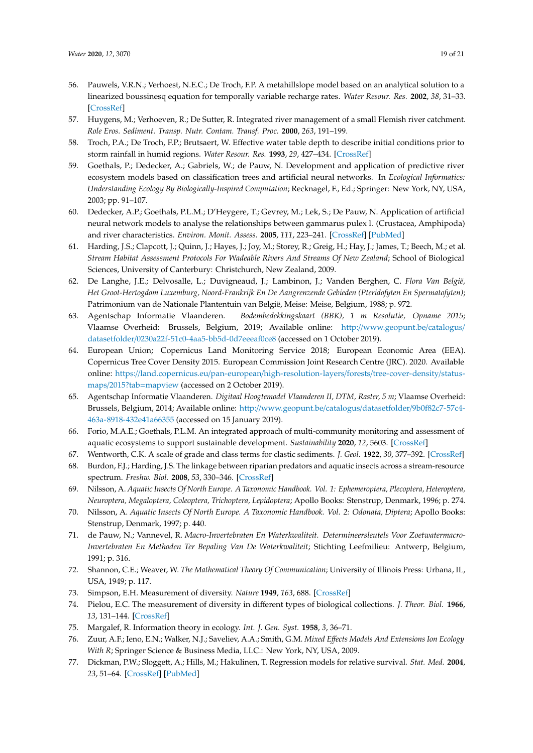56. Pauwels, V.R.N.; Verhoest, N.E.C.; De Troch, F.P. A metahillslope model based on an analytical solution to a linearized boussinesq equation for temporally variable recharge rates. *Water Resour. Res.* **2002**, *38*, 31–33. [CrossRef]
57. Huygens, M.; Verhoeven, R.; De Sutter, R. Integrated river management of a small Flemish river catchment. *Role Eros. Sediment. Transp. Nutr. Contam. Transf. Proc.* **2000**, *263*, 191–199.
58. Troch, P.A.; De Troch, F.P.; Brutsaert, W. Effective water table depth to describe initial conditions prior to storm rainfall in humid regions. *Water Resour. Res.* **1993**, *29*, 427–434. [CrossRef]
59. Goethals, P.; Dedecker, A.; Gabriels, W.; de Pauw, N. Development and application of predictive river ecosystem models based on classification trees and artificial neural networks. In *Ecological Informatics: Understanding Ecology By Biologically-Inspired Computation*; Recknagel, F., Ed.; Springer: New York, NY, USA, 2003; pp. 91–107.
60. Dedecker, A.P.; Goethals, P.L.M.; D'Heygere, T.; Gevrey, M.; Lek, S.; De Pauw, N. Application of artificial neural network models to analyse the relationships between gammarus pulex l. (Crustacea, Amphipoda) and river characteristics. *Environ. Monit. Assess.* **2005**, *111*, 223–241. [CrossRef] [PubMed]
61. Harding, J.S.; Clapcott, J.; Quinn, J.; Hayes, J.; Joy, M.; Storey, R.; Greig, H.; Hay, J.; James, T.; Beech, M.; et al. *Stream Habitat Assessment Protocols For Wadeable Rivers And Streams Of New Zealand*; School of Biological Sciences, University of Canterbury: Christchurch, New Zealand, 2009.
62. De Langhe, J.E.; Delvosalle, L.; Duvigneaud, J.; Lambinon, J.; Vanden Berghen, C. *Flora Van België, Het Groot-Hertogdom Luxemburg, Noord-Frankrijk En De Aangrenzende Gebieden (Pteridofyten En Spermatofyten)*; Patrimonium van de Nationale Plantentuin van België, Meise: Meise, Belgium, 1988; p. 972.
63. Agentschap Informatie Vlaanderen. *Bodembedekkingskaart (BBK), 1 m Resolutie, Opname 2015*; Vlaamse Overheid: Brussels, Belgium, 2019; Available online: http://www.geopunt.be/catalogus/datasetfolder/0230a22f-51c0-4aa5-bb5d-0d7eeeaf0ce8 (accessed on 1 October 2019).
64. European Union; Copernicus Land Monitoring Service 2018; European Economic Area (EEA). Copernicus Tree Cover Density 2015. European Commission Joint Research Centre (JRC). 2020. Available online: https://land.copernicus.eu/pan-european/high-resolution-layers/forests/tree-cover-density/status-maps/2015?tab=mapview (accessed on 2 October 2019).
65. Agentschap Informatie Vlaanderen. *Digitaal Hoogtemodel Vlaanderen II, DTM, Raster, 5 m*; Vlaamse Overheid: Brussels, Belgium, 2014; Available online: http://www.geopunt.be/catalogus/datasetfolder/9b0f82c7-57c4-463a-8918-432e41a66355 (accessed on 15 January 2019).
66. Forio, M.A.E.; Goethals, P.L.M. An integrated approach of multi-community monitoring and assessment of aquatic ecosystems to support sustainable development. *Sustainability* **2020**, *12*, 5603. [CrossRef]
67. Wentworth, C.K. A scale of grade and class terms for clastic sediments. *J. Geol.* **1922**, *30*, 377–392. [CrossRef]
68. Burdon, F.J.; Harding, J.S. The linkage between riparian predators and aquatic insects across a stream-resource spectrum. *Freshw. Biol.* **2008**, *53*, 330–346. [CrossRef]
69. Nilsson, A. *Aquatic Insects Of North Europe. A Taxonomic Handbook. Vol. 1: Ephemeroptera, Plecoptera, Heteroptera, Neuroptera, Megaloptera, Coleoptera, Trichoptera, Lepidoptera*; Apollo Books: Stenstrup, Denmark, 1996; p. 274.
70. Nilsson, A. *Aquatic Insects Of North Europe. A Taxonomic Handbook. Vol. 2: Odonata, Diptera*; Apollo Books: Stenstrup, Denmark, 1997; p. 440.
71. de Pauw, N.; Vannevel, R. *Macro-Invertebraten En Waterkwaliteit. Determineersleutels Voor Zoetwatermacro-Invertebraten En Methoden Ter Bepaling Van De Waterkwaliteit*; Stichting Leefmilieu: Antwerp, Belgium, 1991; p. 316.
72. Shannon, C.E.; Weaver, W. *The Mathematical Theory Of Communication*; University of Illinois Press: Urbana, IL, USA, 1949; p. 117.
73. Simpson, E.H. Measurement of diversity. *Nature* **1949**, *163*, 688. [CrossRef]
74. Pielou, E.C. The measurement of diversity in different types of biological collections. *J. Theor. Biol.* **1966**, *13*, 131–144. [CrossRef]
75. Margalef, R. Information theory in ecology. *Int. J. Gen. Syst.* **1958**, *3*, 36–71.
76. Zuur, A.F.; Ieno, E.N.; Walker, N.J.; Saveliev, A.A.; Smith, G.M. *Mixed Effects Models And Extensions Ion Ecology With R*; Springer Science & Business Media, LLC.: New York, NY, USA, 2009.
77. Dickman, P.W.; Sloggett, A.; Hills, M.; Hakulinen, T. Regression models for relative survival. *Stat. Med.* **2004**, *23*, 51–64. [CrossRef] [PubMed]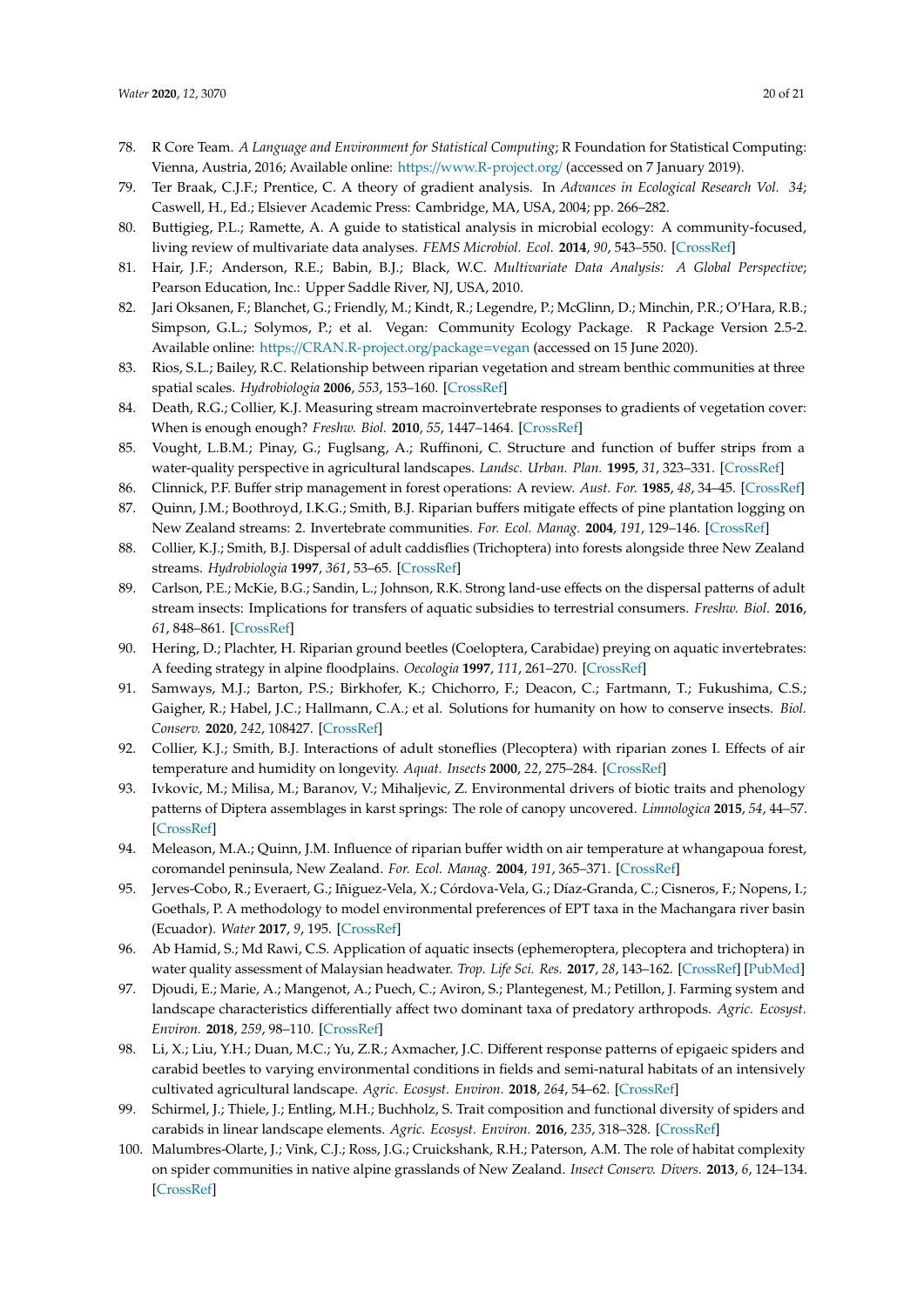78. R Core Team. *A Language and Environment for Statistical Computing*; R Foundation for Statistical Computing: Vienna, Austria, 2016; Available online: https://www.R-project.org/ (accessed on 7 January 2019).
79. Ter Braak, C.J.F.; Prentice, C. A theory of gradient analysis. In *Advances in Ecological Research Vol. 34*; Caswell, H., Ed.; Elsiever Academic Press: Cambridge, MA, USA, 2004; pp. 266–282.
80. Buttigieg, P.L.; Ramette, A. A guide to statistical analysis in microbial ecology: A community-focused, living review of multivariate data analyses. *FEMS Microbiol. Ecol.* **2014**, *90*, 543–550. [CrossRef]
81. Hair, J.F.; Anderson, R.E.; Babin, B.J.; Black, W.C. *Multivariate Data Analysis: A Global Perspective*; Pearson Education, Inc.: Upper Saddle River, NJ, USA, 2010.
82. Jari Oksanen, F.; Blanchet, G.; Friendly, M.; Kindt, R.; Legendre, P.; McGlinn, D.; Minchin, P.R.; O'Hara, R.B.; Simpson, G.L.; Solymos, P.; et al. Vegan: Community Ecology Package. R Package Version 2.5-2. Available online: https://CRAN.R-project.org/package=vegan (accessed on 15 June 2020).
83. Rios, S.L.; Bailey, R.C. Relationship between riparian vegetation and stream benthic communities at three spatial scales. *Hydrobiologia* **2006**, *553*, 153–160. [CrossRef]
84. Death, R.G.; Collier, K.J. Measuring stream macroinvertebrate responses to gradients of vegetation cover: When is enough enough? *Freshw. Biol.* **2010**, *55*, 1447–1464. [CrossRef]
85. Vought, L.B.M.; Pinay, G.; Fuglsang, A.; Ruffinoni, C. Structure and function of buffer strips from a water-quality perspective in agricultural landscapes. *Landsc. Urban. Plan.* **1995**, *31*, 323–331. [CrossRef]
86. Clinnick, P.F. Buffer strip management in forest operations: A review. *Aust. For.* **1985**, *48*, 34–45. [CrossRef]
87. Quinn, J.M.; Boothroyd, I.K.G.; Smith, B.J. Riparian buffers mitigate effects of pine plantation logging on New Zealand streams: 2. Invertebrate communities. *For. Ecol. Manag.* **2004**, *191*, 129–146. [CrossRef]
88. Collier, K.J.; Smith, B.J. Dispersal of adult caddisflies (Trichoptera) into forests alongside three New Zealand streams. *Hydrobiologia* **1997**, *361*, 53–65. [CrossRef]
89. Carlson, P.E.; McKie, B.G.; Sandin, L.; Johnson, R.K. Strong land-use effects on the dispersal patterns of adult stream insects: Implications for transfers of aquatic subsidies to terrestrial consumers. *Freshw. Biol.* **2016**, *61*, 848–861. [CrossRef]
90. Hering, D.; Plachter, H. Riparian ground beetles (Coeloptera, Carabidae) preying on aquatic invertebrates: A feeding strategy in alpine floodplains. *Oecologia* **1997**, *111*, 261–270. [CrossRef]
91. Samways, M.J.; Barton, P.S.; Birkhofer, K.; Chichorro, F.; Deacon, C.; Fartmann, T.; Fukushima, C.S.; Gaigher, R.; Habel, J.C.; Hallmann, C.A.; et al. Solutions for humanity on how to conserve insects. *Biol. Conserv.* **2020**, *242*, 108427. [CrossRef]
92. Collier, K.J.; Smith, B.J. Interactions of adult stoneflies (Plecoptera) with riparian zones I. Effects of air temperature and humidity on longevity. *Aquat. Insects* **2000**, *22*, 275–284. [CrossRef]
93. Ivkovic, M.; Milisa, M.; Baranov, V.; Mihaljevic, Z. Environmental drivers of biotic traits and phenology patterns of Diptera assemblages in karst springs: The role of canopy uncovered. *Limnologica* **2015**, *54*, 44–57. [CrossRef]
94. Meleason, M.A.; Quinn, J.M. Influence of riparian buffer width on air temperature at whangapoua forest, coromandel peninsula, New Zealand. *For. Ecol. Manag.* **2004**, *191*, 365–371. [CrossRef]
95. Jerves-Cobo, R.; Everaert, G.; Iñiguez-Vela, X.; Córdova-Vela, G.; Díaz-Granda, C.; Cisneros, F.; Nopens, I.; Goethals, P. A methodology to model environmental preferences of EPT taxa in the Machangara river basin (Ecuador). *Water* **2017**, *9*, 195. [CrossRef]
96. Ab Hamid, S.; Md Rawi, C.S. Application of aquatic insects (ephemeroptera, plecoptera and trichoptera) in water quality assessment of Malaysian headwater. *Trop. Life Sci. Res.* **2017**, *28*, 143–162. [CrossRef] [PubMed]
97. Djoudi, E.; Marie, A.; Mangenot, A.; Puech, C.; Aviron, S.; Plantegenest, M.; Petillon, J. Farming system and landscape characteristics differentially affect two dominant taxa of predatory arthropods. *Agric. Ecosyst. Environ.* **2018**, *259*, 98–110. [CrossRef]
98. Li, X.; Liu, Y.H.; Duan, M.C.; Yu, Z.R.; Axmacher, J.C. Different response patterns of epigaeic spiders and carabid beetles to varying environmental conditions in fields and semi-natural habitats of an intensively cultivated agricultural landscape. *Agric. Ecosyst. Environ.* **2018**, *264*, 54–62. [CrossRef]
99. Schirmel, J.; Thiele, J.; Entling, M.H.; Buchholz, S. Trait composition and functional diversity of spiders and carabids in linear landscape elements. *Agric. Ecosyst. Environ.* **2016**, *235*, 318–328. [CrossRef]
100. Malumbres-Olarte, J.; Vink, C.J.; Ross, J.G.; Cruickshank, R.H.; Paterson, A.M. The role of habitat complexity on spider communities in native alpine grasslands of New Zealand. *Insect Conserv. Divers.* **2013**, *6*, 124–134. [CrossRef]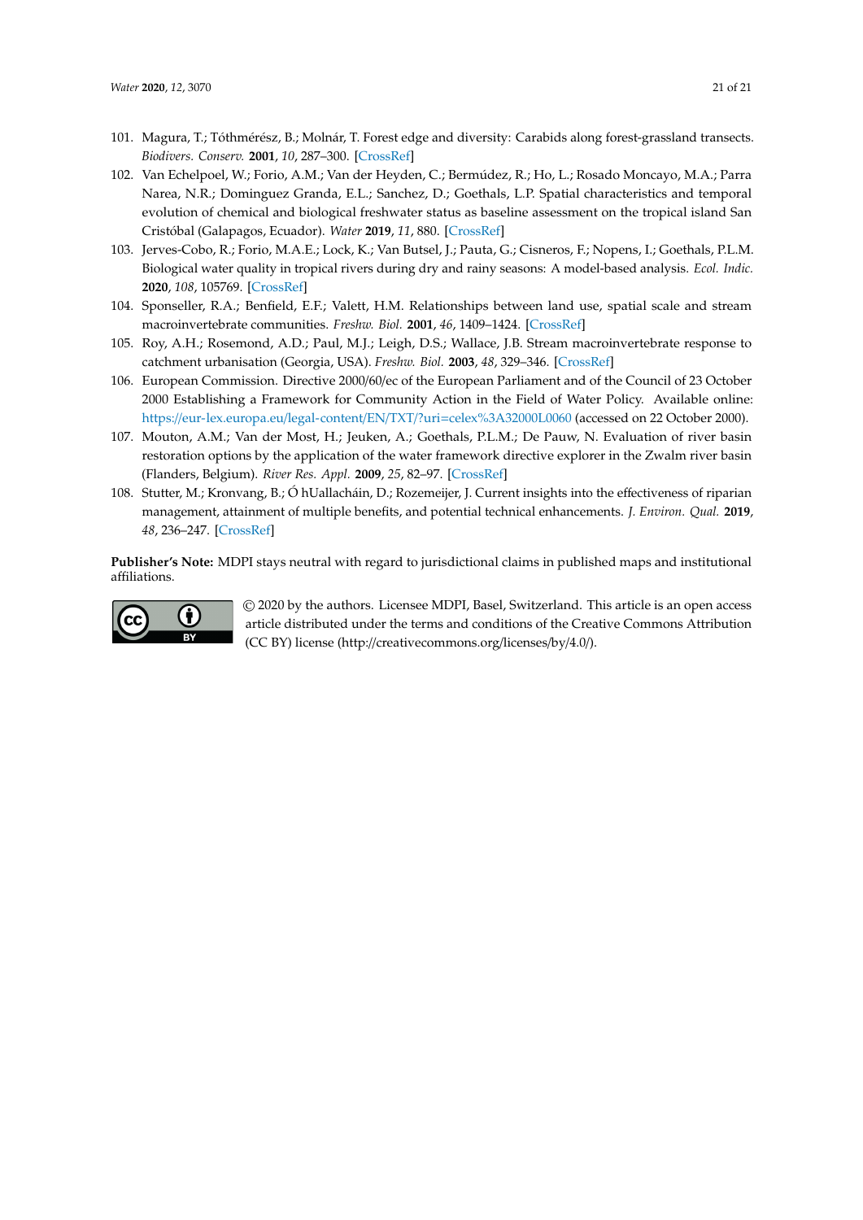101. Magura, T.; Tóthmérész, B.; Molnár, T. Forest edge and diversity: Carabids along forest-grassland transects. *Biodivers. Conserv.* **2001**, *10*, 287–300. [CrossRef]
102. Van Echelpoel, W.; Forio, A.M.; Van der Heyden, C.; Bermúdez, R.; Ho, L.; Rosado Moncayo, M.A.; Parra Narea, N.R.; Dominguez Granda, E.L.; Sanchez, D.; Goethals, L.P. Spatial characteristics and temporal evolution of chemical and biological freshwater status as baseline assessment on the tropical island San Cristóbal (Galapagos, Ecuador). *Water* **2019**, *11*, 880. [CrossRef]
103. Jerves-Cobo, R.; Forio, M.A.E.; Lock, K.; Van Butsel, J.; Pauta, G.; Cisneros, F.; Nopens, I.; Goethals, P.L.M. Biological water quality in tropical rivers during dry and rainy seasons: A model-based analysis. *Ecol. Indic.* **2020**, *108*, 105769. [CrossRef]
104. Sponseller, R.A.; Benfield, E.F.; Valett, H.M. Relationships between land use, spatial scale and stream macroinvertebrate communities. *Freshw. Biol.* **2001**, *46*, 1409–1424. [CrossRef]
105. Roy, A.H.; Rosemond, A.D.; Paul, M.J.; Leigh, D.S.; Wallace, J.B. Stream macroinvertebrate response to catchment urbanisation (Georgia, USA). *Freshw. Biol.* **2003**, *48*, 329–346. [CrossRef]
106. European Commission. Directive 2000/60/ec of the European Parliament and of the Council of 23 October 2000 Establishing a Framework for Community Action in the Field of Water Policy. Available online: https://eur-lex.europa.eu/legal-content/EN/TXT/?uri=celex%3A32000L0060 (accessed on 22 October 2000).
107. Mouton, A.M.; Van der Most, H.; Jeuken, A.; Goethals, P.L.M.; De Pauw, N. Evaluation of river basin restoration options by the application of the water framework directive explorer in the Zwalm river basin (Flanders, Belgium). *River Res. Appl.* **2009**, *25*, 82–97. [CrossRef]
108. Stutter, M.; Kronvang, B.; Ó hUallacháin, D.; Rozemeijer, J. Current insights into the effectiveness of riparian management, attainment of multiple benefits, and potential technical enhancements. *J. Environ. Qual.* **2019**, *48*, 236–247. [CrossRef]

**Publisher's Note:** MDPI stays neutral with regard to jurisdictional claims in published maps and institutional affiliations.

© 2020 by the authors. Licensee MDPI, Basel, Switzerland. This article is an open access article distributed under the terms and conditions of the Creative Commons Attribution (CC BY) license (http://creativecommons.org/licenses/by/4.0/).